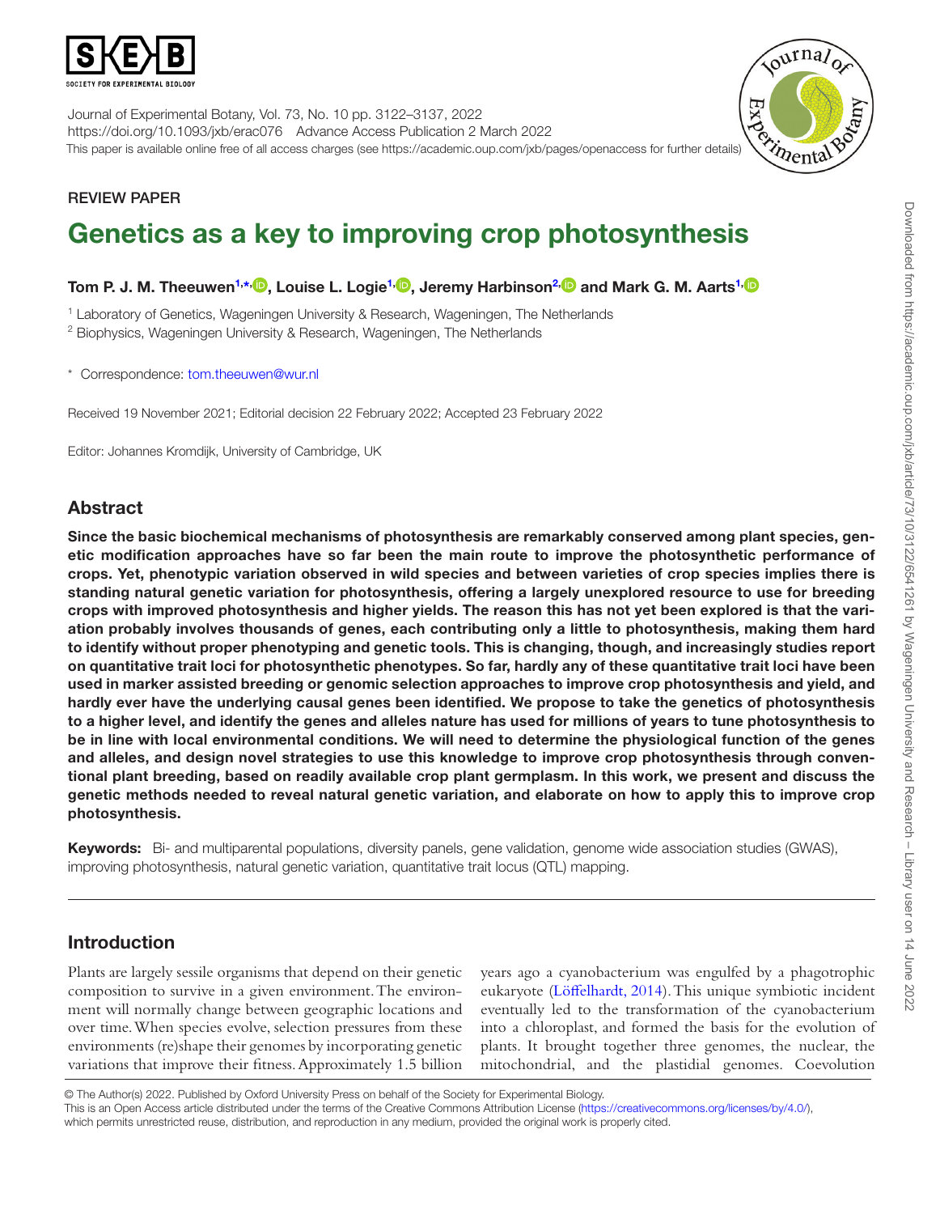REVIEW PAPER

# Genetics as a key to improving crop photosynthesis

**Tom P. J. M. Theeuwen[1,*], Louise L. Logie[1], Jeremy Harbinson[2] and Mark G. M. Aarts[1]**

[1] Laboratory of Genetics, Wageningen University & Research, Wageningen, The Netherlands
[2] Biophysics, Wageningen University & Research, Wageningen, The Netherlands

* Correspondence: tom.theeuwen@wur.nl

Received 19 November 2021; Editorial decision 22 February 2022; Accepted 23 February 2022

Editor: Johannes Kromdijk, University of Cambridge, UK

## Abstract

**Since the basic biochemical mechanisms of photosynthesis are remarkably conserved among plant species, genetic modification approaches have so far been the main route to improve the photosynthetic performance of crops. Yet, phenotypic variation observed in wild species and between varieties of crop species implies there is standing natural genetic variation for photosynthesis, offering a largely unexplored resource to use for breeding crops with improved photosynthesis and higher yields. The reason this has not yet been explored is that the variation probably involves thousands of genes, each contributing only a little to photosynthesis, making them hard to identify without proper phenotyping and genetic tools. This is changing, though, and increasingly studies report on quantitative trait loci for photosynthetic phenotypes. So far, hardly any of these quantitative trait loci have been used in marker assisted breeding or genomic selection approaches to improve crop photosynthesis and yield, and hardly ever have the underlying causal genes been identified. We propose to take the genetics of photosynthesis to a higher level, and identify the genes and alleles nature has used for millions of years to tune photosynthesis to be in line with local environmental conditions. We will need to determine the physiological function of the genes and alleles, and design novel strategies to use this knowledge to improve crop photosynthesis through conventional plant breeding, based on readily available crop plant germplasm. In this work, we present and discuss the genetic methods needed to reveal natural genetic variation, and elaborate on how to apply this to improve crop photosynthesis.**

**Keywords:** Bi- and multiparental populations, diversity panels, gene validation, genome wide association studies (GWAS), improving photosynthesis, natural genetic variation, quantitative trait locus (QTL) mapping.

## Introduction

Plants are largely sessile organisms that depend on their genetic composition to survive in a given environment. The environment will normally change between geographic locations and over time. When species evolve, selection pressures from these environments (re)shape their genomes by incorporating genetic variations that improve their fitness. Approximately 1.5 billion years ago a cyanobacterium was engulfed by a phagotrophic eukaryote (Löffelhardt, 2014). This unique symbiotic incident eventually led to the transformation of the cyanobacterium into a chloroplast, and formed the basis for the evolution of plants. It brought together three genomes, the nuclear, the mitochondrial, and the plastidial genomes. Coevolution

© The Author(s) 2022. Published by Oxford University Press on behalf of the Society for Experimental Biology.
This is an Open Access article distributed under the terms of the Creative Commons Attribution License (https://creativecommons.org/licenses/by/4.0/), which permits unrestricted reuse, distribution, and reproduction in any medium, provided the original work is properly cited.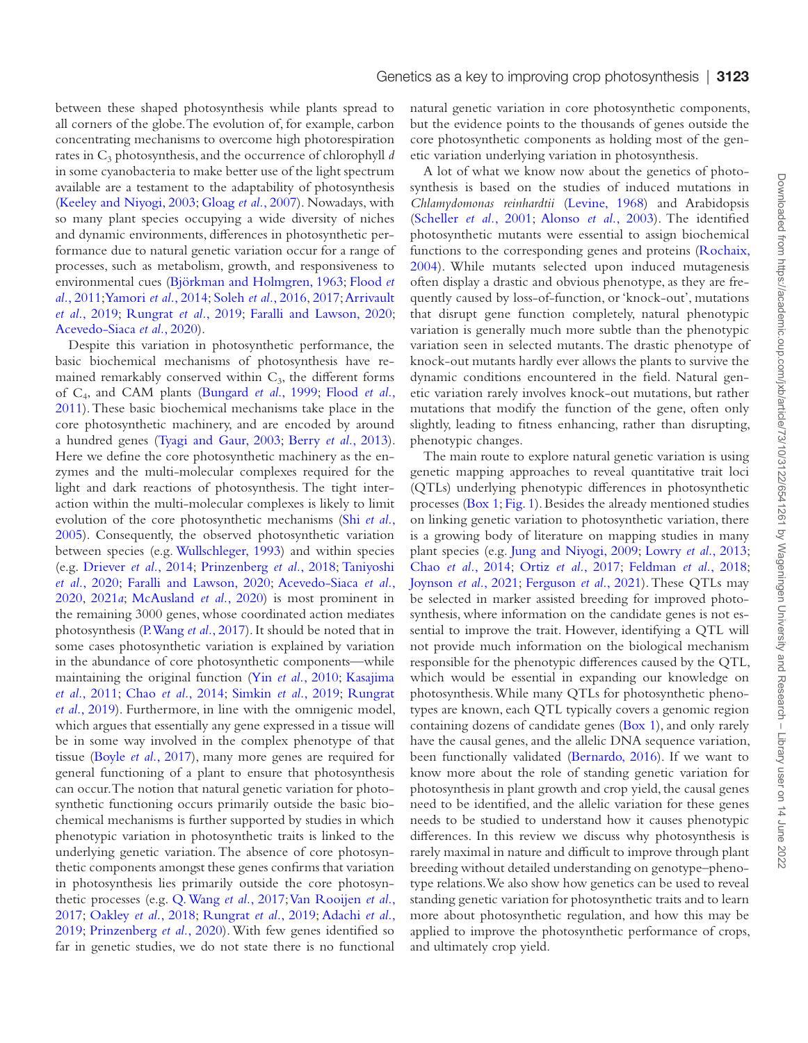between these shaped photosynthesis while plants spread to all corners of the globe. The evolution of, for example, carbon concentrating mechanisms to overcome high photorespiration rates in $C_3$ photosynthesis, and the occurrence of chlorophyll *d* in some cyanobacteria to make better use of the light spectrum available are a testament to the adaptability of photosynthesis (Keeley and Niyogi, 2003; Gloag *et al.*, 2007). Nowadays, with so many plant species occupying a wide diversity of niches and dynamic environments, differences in photosynthetic performance due to natural genetic variation occur for a range of processes, such as metabolism, growth, and responsiveness to environmental cues (Björkman and Holmgren, 1963; Flood *et al.*, 2011; Yamori *et al.*, 2014; Soleh *et al.*, 2016, 2017; Arrivault *et al.*, 2019; Rungrat *et al.*, 2019; Faralli and Lawson, 2020; Acevedo-Siaca *et al.*, 2020).

Despite this variation in photosynthetic performance, the basic biochemical mechanisms of photosynthesis have remained remarkably conserved within $C_3$, the different forms of $C_4$, and CAM plants (Bungard *et al.*, 1999; Flood *et al.*, 2011). These basic biochemical mechanisms take place in the core photosynthetic machinery, and are encoded by around a hundred genes (Tyagi and Gaur, 2003; Berry *et al.*, 2013). Here we define the core photosynthetic machinery as the enzymes and the multi-molecular complexes required for the light and dark reactions of photosynthesis. The tight interaction within the multi-molecular complexes is likely to limit evolution of the core photosynthetic mechanisms (Shi *et al.*, 2005). Consequently, the observed photosynthetic variation between species (e.g. Wullschleger, 1993) and within species (e.g. Driever *et al.*, 2014; Prinzenberg *et al.*, 2018; Taniyoshi *et al.*, 2020; Faralli and Lawson, 2020; Acevedo-Siaca *et al.*, 2020, 2021*a*; McAusland *et al.*, 2020) is most prominent in the remaining 3000 genes, whose coordinated action mediates photosynthesis (P. Wang *et al.*, 2017). It should be noted that in some cases photosynthetic variation is explained by variation in the abundance of core photosynthetic components—while maintaining the original function (Yin *et al.*, 2010; Kasajima *et al.*, 2011; Chao *et al.*, 2014; Simkin *et al.*, 2019; Rungrat *et al.*, 2019). Furthermore, in line with the omnigenic model, which argues that essentially any gene expressed in a tissue will be in some way involved in the complex phenotype of that tissue (Boyle *et al.*, 2017), many more genes are required for general functioning of a plant to ensure that photosynthesis can occur. The notion that natural genetic variation for photosynthetic functioning occurs primarily outside the basic biochemical mechanisms is further supported by studies in which phenotypic variation in photosynthetic traits is linked to the underlying genetic variation. The absence of core photosynthetic components amongst these genes confirms that variation in photosynthesis lies primarily outside the core photosynthetic processes (e.g. Q. Wang *et al.*, 2017; Van Rooijen *et al.*, 2017; Oakley *et al.*, 2018; Rungrat *et al.*, 2019; Adachi *et al.*, 2019; Prinzenberg *et al.*, 2020). With few genes identified so far in genetic studies, we do not state there is no functional natural genetic variation in core photosynthetic components, but the evidence points to the thousands of genes outside the core photosynthetic components as holding most of the genetic variation underlying variation in photosynthesis.

A lot of what we know now about the genetics of photosynthesis is based on the studies of induced mutations in *Chlamydomonas reinhardtii* (Levine, 1968) and Arabidopsis (Scheller *et al.*, 2001; Alonso *et al.*, 2003). The identified photosynthetic mutants were essential to assign biochemical functions to the corresponding genes and proteins (Rochaix, 2004). While mutants selected upon induced mutagenesis often display a drastic and obvious phenotype, as they are frequently caused by loss-of-function, or 'knock-out', mutations that disrupt gene function completely, natural phenotypic variation is generally much more subtle than the phenotypic variation seen in selected mutants. The drastic phenotype of knock-out mutants hardly ever allows the plants to survive the dynamic conditions encountered in the field. Natural genetic variation rarely involves knock-out mutations, but rather mutations that modify the function of the gene, often only slightly, leading to fitness enhancing, rather than disrupting, phenotypic changes.

The main route to explore natural genetic variation is using genetic mapping approaches to reveal quantitative trait loci (QTLs) underlying phenotypic differences in photosynthetic processes (Box 1; Fig. 1). Besides the already mentioned studies on linking genetic variation to photosynthetic variation, there is a growing body of literature on mapping studies in many plant species (e.g. Jung and Niyogi, 2009; Lowry *et al.*, 2013; Chao *et al.*, 2014; Ortiz *et al.*, 2017; Feldman *et al.*, 2018; Joynson *et al.*, 2021; Ferguson *et al.*, 2021). These QTLs may be selected in marker assisted breeding for improved photosynthesis, where information on the candidate genes is not essential to improve the trait. However, identifying a QTL will not provide much information on the biological mechanism responsible for the phenotypic differences caused by the QTL, which would be essential in expanding our knowledge on photosynthesis. While many QTLs for photosynthetic phenotypes are known, each QTL typically covers a genomic region containing dozens of candidate genes (Box 1), and only rarely have the causal genes, and the allelic DNA sequence variation, been functionally validated (Bernardo, 2016). If we want to know more about the role of standing genetic variation for photosynthesis in plant growth and crop yield, the causal genes need to be identified, and the allelic variation for these genes needs to be studied to understand how it causes phenotypic differences. In this review we discuss why photosynthesis is rarely maximal in nature and difficult to improve through plant breeding without detailed understanding on genotype–phenotype relations. We also show how genetics can be used to reveal standing genetic variation for photosynthetic traits and to learn more about photosynthetic regulation, and how this may be applied to improve the photosynthetic performance of crops, and ultimately crop yield.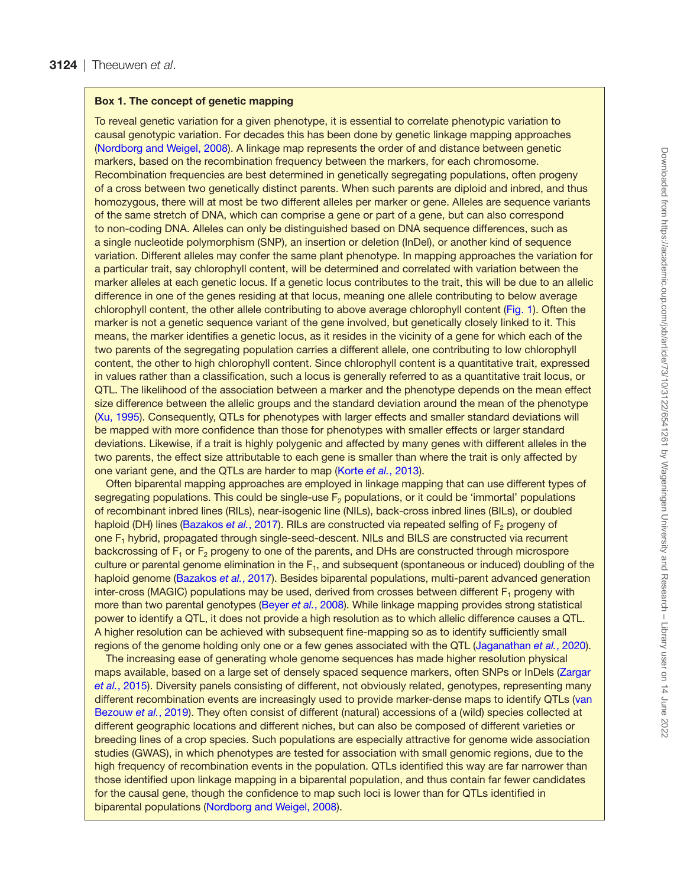### Box 1. The concept of genetic mapping

To reveal genetic variation for a given phenotype, it is essential to correlate phenotypic variation to causal genotypic variation. For decades this has been done by genetic linkage mapping approaches (Nordborg and Weigel, 2008). A linkage map represents the order of and distance between genetic markers, based on the recombination frequency between the markers, for each chromosome. Recombination frequencies are best determined in genetically segregating populations, often progeny of a cross between two genetically distinct parents. When such parents are diploid and inbred, and thus homozygous, there will at most be two different alleles per marker or gene. Alleles are sequence variants of the same stretch of DNA, which can comprise a gene or part of a gene, but can also correspond to non-coding DNA. Alleles can only be distinguished based on DNA sequence differences, such as a single nucleotide polymorphism (SNP), an insertion or deletion (InDel), or another kind of sequence variation. Different alleles may confer the same plant phenotype. In mapping approaches the variation for a particular trait, say chlorophyll content, will be determined and correlated with variation between the marker alleles at each genetic locus. If a genetic locus contributes to the trait, this will be due to an allelic difference in one of the genes residing at that locus, meaning one allele contributing to below average chlorophyll content, the other allele contributing to above average chlorophyll content (Fig. 1). Often the marker is not a genetic sequence variant of the gene involved, but genetically closely linked to it. This means, the marker identifies a genetic locus, as it resides in the vicinity of a gene for which each of the two parents of the segregating population carries a different allele, one contributing to low chlorophyll content, the other to high chlorophyll content. Since chlorophyll content is a quantitative trait, expressed in values rather than a classification, such a locus is generally referred to as a quantitative trait locus, or QTL. The likelihood of the association between a marker and the phenotype depends on the mean effect size difference between the allelic groups and the standard deviation around the mean of the phenotype (Xu, 1995). Consequently, QTLs for phenotypes with larger effects and smaller standard deviations will be mapped with more confidence than those for phenotypes with smaller effects or larger standard deviations. Likewise, if a trait is highly polygenic and affected by many genes with different alleles in the two parents, the effect size attributable to each gene is smaller than where the trait is only affected by one variant gene, and the QTLs are harder to map (Korte *et al.*, 2013).

Often biparental mapping approaches are employed in linkage mapping that can use different types of segregating populations. This could be single-use $F_2$ populations, or it could be 'immortal' populations of recombinant inbred lines (RILs), near-isogenic line (NILs), back-cross inbred lines (BILs), or doubled haploid (DH) lines (Bazakos *et al.*, 2017). RILs are constructed via repeated selfing of $F_2$ progeny of one $F_1$ hybrid, propagated through single-seed-descent. NILs and BILS are constructed via recurrent backcrossing of $F_1$ or $F_2$ progeny to one of the parents, and DHs are constructed through microspore culture or parental genome elimination in the $F_1$, and subsequent (spontaneous or induced) doubling of the haploid genome (Bazakos *et al.*, 2017). Besides biparental populations, multi-parent advanced generation inter-cross (MAGIC) populations may be used, derived from crosses between different $F_1$ progeny with more than two parental genotypes (Beyer *et al.*, 2008). While linkage mapping provides strong statistical power to identify a QTL, it does not provide a high resolution as to which allelic difference causes a QTL. A higher resolution can be achieved with subsequent fine-mapping so as to identify sufficiently small regions of the genome holding only one or a few genes associated with the QTL (Jaganathan *et al.*, 2020).

The increasing ease of generating whole genome sequences has made higher resolution physical maps available, based on a large set of densely spaced sequence markers, often SNPs or InDels (Zargar *et al.*, 2015). Diversity panels consisting of different, not obviously related, genotypes, representing many different recombination events are increasingly used to provide marker-dense maps to identify QTLs (van Bezouw *et al.*, 2019). They often consist of different (natural) accessions of a (wild) species collected at different geographic locations and different niches, but can also be composed of different varieties or breeding lines of a crop species. Such populations are especially attractive for genome wide association studies (GWAS), in which phenotypes are tested for association with small genomic regions, due to the high frequency of recombination events in the population. QTLs identified this way are far narrower than those identified upon linkage mapping in a biparental population, and thus contain far fewer candidates for the causal gene, though the confidence to map such loci is lower than for QTLs identified in biparental populations (Nordborg and Weigel, 2008).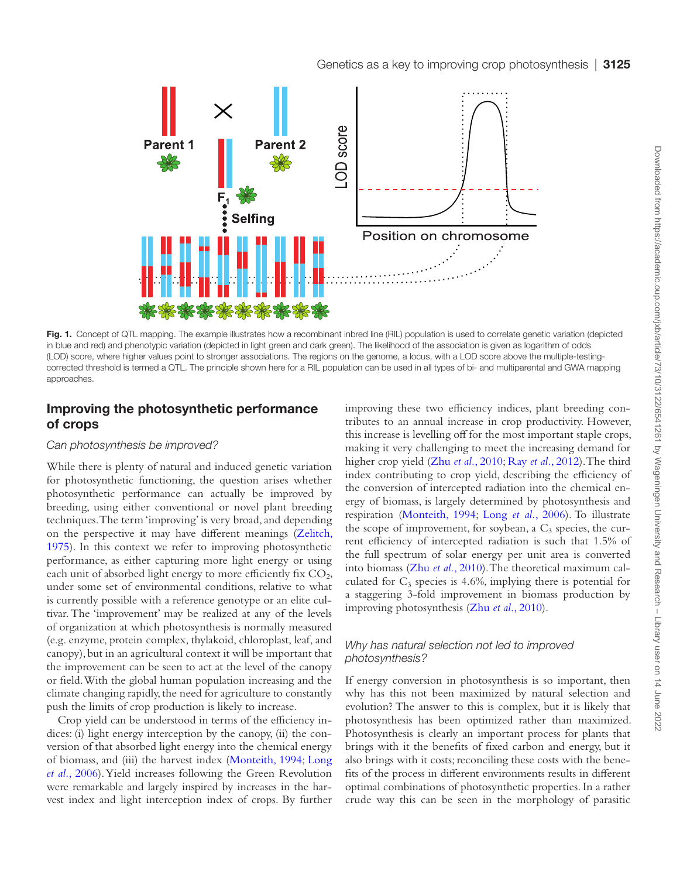**Fig. 1.** Concept of QTL mapping. The example illustrates how a recombinant inbred line (RIL) population is used to correlate genetic variation (depicted in blue and red) and phenotypic variation (depicted in light green and dark green). The likelihood of the association is given as logarithm of odds (LOD) score, where higher values point to stronger associations. The regions on the genome, a locus, with a LOD score above the multiple-testing-corrected threshold is termed a QTL. The principle shown here for a RIL population can be used in all types of bi- and multiparental and GWA mapping approaches.

## Improving the photosynthetic performance of crops

### *Can photosynthesis be improved?*

While there is plenty of natural and induced genetic variation for photosynthetic functioning, the question arises whether the photosynthetic performance can actually be improved by breeding, using either conventional or novel plant breeding techniques. The term 'improving' is very broad, and depending on the perspective it may have different meanings (Zelitch, 1975). In this context we refer to improving photosynthetic performance, as either capturing more light energy or using each unit of absorbed light energy to more efficiently fix $CO_2$, under some set of environmental conditions, relative to what is currently possible with a reference genotype or an elite cultivar. The 'improvement' may be realized at any of the levels of organization at which photosynthesis is normally measured (e.g. enzyme, protein complex, thylakoid, chloroplast, leaf, and canopy), but in an agricultural context it will be important that the improvement can be seen to act at the level of the canopy or field. With the global human population increasing and the climate changing rapidly, the need for agriculture to constantly push the limits of crop production is likely to increase.

Crop yield can be understood in terms of the efficiency indices: (i) light energy interception by the canopy, (ii) the conversion of that absorbed light energy into the chemical energy of biomass, and (iii) the harvest index (Monteith, 1994; Long *et al.*, 2006). Yield increases following the Green Revolution were remarkable and largely inspired by increases in the harvest index and light interception index of crops. By further improving these two efficiency indices, plant breeding contributes to an annual increase in crop productivity. However, this increase is levelling off for the most important staple crops, making it very challenging to meet the increasing demand for higher crop yield (Zhu *et al.*, 2010; Ray *et al.*, 2012). The third index contributing to crop yield, describing the efficiency of the conversion of intercepted radiation into the chemical energy of biomass, is largely determined by photosynthesis and respiration (Monteith, 1994; Long *et al.*, 2006). To illustrate the scope of improvement, for soybean, a $C_3$ species, the current efficiency of intercepted radiation is such that 1.5% of the full spectrum of solar energy per unit area is converted into biomass (Zhu *et al.*, 2010). The theoretical maximum calculated for $C_3$ species is 4.6%, implying there is potential for a staggering 3-fold improvement in biomass production by improving photosynthesis (Zhu *et al.*, 2010).

### *Why has natural selection not led to improved photosynthesis?*

If energy conversion in photosynthesis is so important, then why has this not been maximized by natural selection and evolution? The answer to this is complex, but it is likely that photosynthesis has been optimized rather than maximized. Photosynthesis is clearly an important process for plants that brings with it the benefits of fixed carbon and energy, but it also brings with it costs; reconciling these costs with the benefits of the process in different environments results in different optimal combinations of photosynthetic properties. In a rather crude way this can be seen in the morphology of parasitic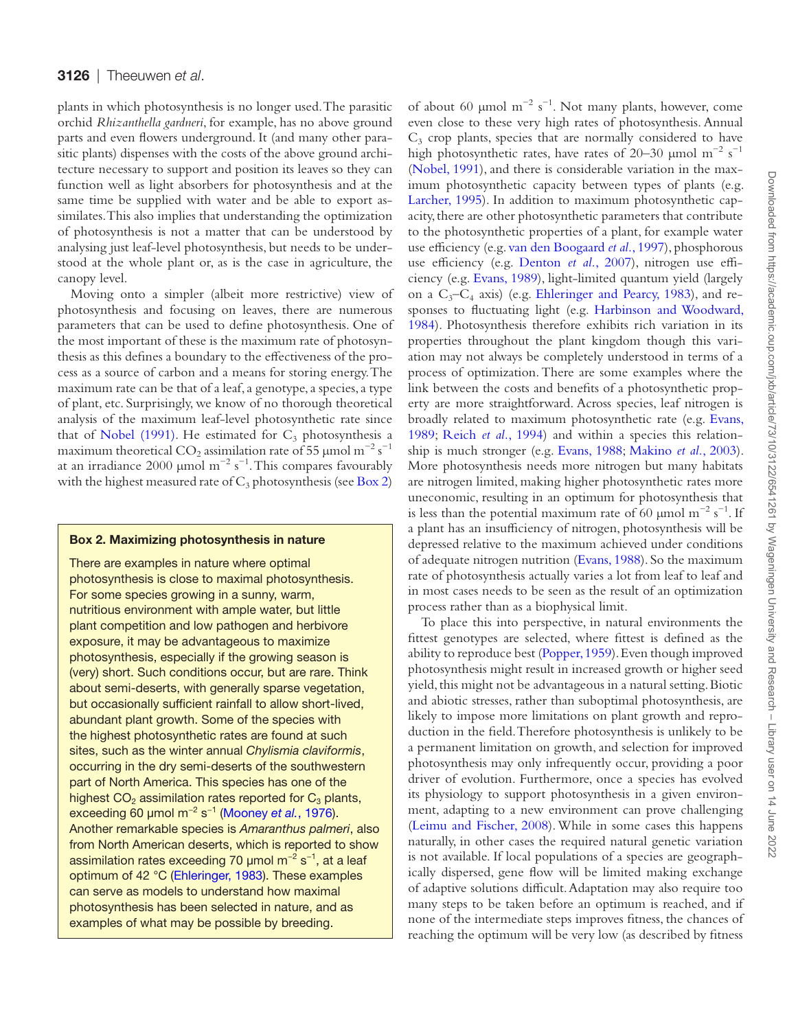plants in which photosynthesis is no longer used. The parasitic orchid *Rhizanthella gardneri*, for example, has no above ground parts and even flowers underground. It (and many other parasitic plants) dispenses with the costs of the above ground architecture necessary to support and position its leaves so they can function well as light absorbers for photosynthesis and at the same time be supplied with water and be able to export assimilates. This also implies that understanding the optimization of photosynthesis is not a matter that can be understood by analysing just leaf-level photosynthesis, but needs to be understood at the whole plant or, as is the case in agriculture, the canopy level.

Moving onto a simpler (albeit more restrictive) view of photosynthesis and focusing on leaves, there are numerous parameters that can be used to define photosynthesis. One of the most important of these is the maximum rate of photosynthesis as this defines a boundary to the effectiveness of the process as a source of carbon and a means for storing energy. The maximum rate can be that of a leaf, a genotype, a species, a type of plant, etc. Surprisingly, we know of no thorough theoretical analysis of the maximum leaf-level photosynthetic rate since that of Nobel (1991). He estimated for $C_3$ photosynthesis a maximum theoretical $CO_2$ assimilation rate of 55 μmol $m^{-2}$ $s^{-1}$ at an irradiance 2000 μmol $m^{-2}$ $s^{-1}$. This compares favourably with the highest measured rate of $C_3$ photosynthesis (see Box 2) of about 60 μmol $m^{-2}$ $s^{-1}$. Not many plants, however, come even close to these very high rates of photosynthesis. Annual $C_3$ crop plants, species that are normally considered to have high photosynthetic rates, have rates of 20–30 μmol $m^{-2}$ $s^{-1}$ (Nobel, 1991), and there is considerable variation in the maximum photosynthetic capacity between types of plants (e.g. Larcher, 1995). In addition to maximum photosynthetic capacity, there are other photosynthetic parameters that contribute to the photosynthetic properties of a plant, for example water use efficiency (e.g. van den Boogaard *et al.*, 1997), phosphorous use efficiency (e.g. Denton *et al.*, 2007), nitrogen use efficiency (e.g. Evans, 1989), light-limited quantum yield (largely on a $C_3$–$C_4$ axis) (e.g. Ehleringer and Pearcy, 1983), and responses to fluctuating light (e.g. Harbinson and Woodward, 1984). Photosynthesis therefore exhibits rich variation in its properties throughout the plant kingdom though this variation may not always be completely understood in terms of a process of optimization. There are some examples where the link between the costs and benefits of a photosynthetic property are more straightforward. Across species, leaf nitrogen is broadly related to maximum photosynthetic rate (e.g. Evans, 1989; Reich *et al.*, 1994) and within a species this relationship is much stronger (e.g. Evans, 1988; Makino *et al.*, 2003). More photosynthesis needs more nitrogen but many habitats are nitrogen limited, making higher photosynthetic rates more uneconomic, resulting in an optimum for photosynthesis that is less than the potential maximum rate of 60 μmol $m^{-2}$ $s^{-1}$. If a plant has an insufficiency of nitrogen, photosynthesis will be depressed relative to the maximum achieved under conditions of adequate nitrogen nutrition (Evans, 1988). So the maximum rate of photosynthesis actually varies a lot from leaf to leaf and in most cases needs to be seen as the result of an optimization process rather than as a biophysical limit.

To place this into perspective, in natural environments the fittest genotypes are selected, where fittest is defined as the ability to reproduce best (Popper, 1959). Even though improved photosynthesis might result in increased growth or higher seed yield, this might not be advantageous in a natural setting. Biotic and abiotic stresses, rather than suboptimal photosynthesis, are likely to impose more limitations on plant growth and reproduction in the field. Therefore photosynthesis is unlikely to be a permanent limitation on growth, and selection for improved photosynthesis may only infrequently occur, providing a poor driver of evolution. Furthermore, once a species has evolved its physiology to support photosynthesis in a given environment, adapting to a new environment can prove challenging (Leimu and Fischer, 2008). While in some cases this happens naturally, in other cases the required natural genetic variation is not available. If local populations of a species are geographically dispersed, gene flow will be limited making exchange of adaptive solutions difficult. Adaptation may also require too many steps to be taken before an optimum is reached, and if none of the intermediate steps improves fitness, the chances of reaching the optimum will be very low (as described by fitness

**Box 2. Maximizing photosynthesis in nature**

There are examples in nature where optimal photosynthesis is close to maximal photosynthesis. For some species growing in a sunny, warm, nutritious environment with ample water, but little plant competition and low pathogen and herbivore exposure, it may be advantageous to maximize photosynthesis, especially if the growing season is (very) short. Such conditions occur, but are rare. Think about semi-deserts, with generally sparse vegetation, but occasionally sufficient rainfall to allow short-lived, abundant plant growth. Some of the species with the highest photosynthetic rates are found at such sites, such as the winter annual *Chylismia claviformis*, occurring in the dry semi-deserts of the southwestern part of North America. This species has one of the highest $CO_2$ assimilation rates reported for $C_3$ plants, exceeding 60 μmol $m^{-2}$ $s^{-1}$ (Mooney *et al.*, 1976). Another remarkable species is *Amaranthus palmeri*, also from North American deserts, which is reported to show assimilation rates exceeding 70 μmol $m^{-2}$ $s^{-1}$, at a leaf optimum of 42 °C (Ehleringer, 1983). These examples can serve as models to understand how maximal photosynthesis has been selected in nature, and as examples of what may be possible by breeding.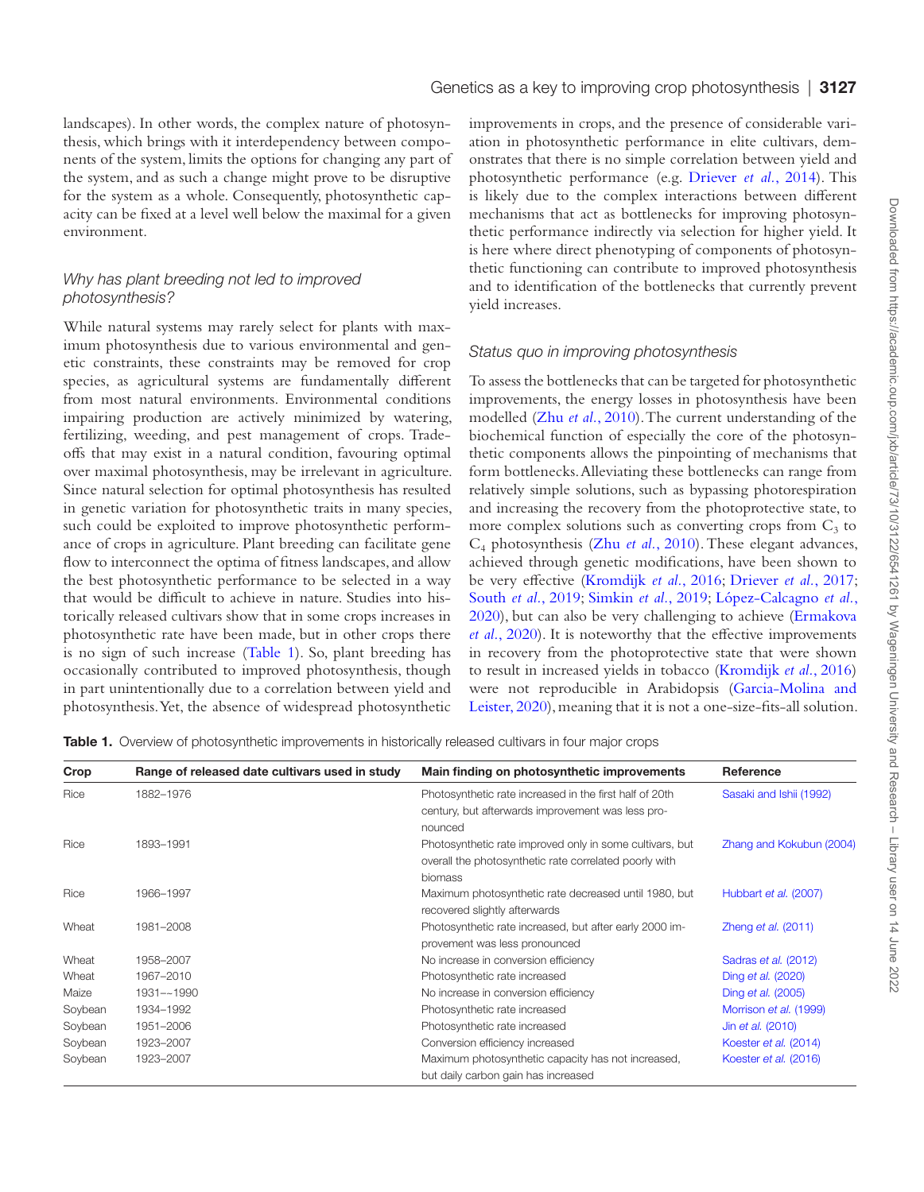landscapes). In other words, the complex nature of photosynthesis, which brings with it interdependency between components of the system, limits the options for changing any part of the system, and as such a change might prove to be disruptive for the system as a whole. Consequently, photosynthetic capacity can be fixed at a level well below the maximal for a given environment.

### *Why has plant breeding not led to improved photosynthesis?*

While natural systems may rarely select for plants with maximum photosynthesis due to various environmental and genetic constraints, these constraints may be removed for crop species, as agricultural systems are fundamentally different from most natural environments. Environmental conditions impairing production are actively minimized by watering, fertilizing, weeding, and pest management of crops. Trade-offs that may exist in a natural condition, favouring optimal over maximal photosynthesis, may be irrelevant in agriculture. Since natural selection for optimal photosynthesis has resulted in genetic variation for photosynthetic traits in many species, such could be exploited to improve photosynthetic performance of crops in agriculture. Plant breeding can facilitate gene flow to interconnect the optima of fitness landscapes, and allow the best photosynthetic performance to be selected in a way that would be difficult to achieve in nature. Studies into historically released cultivars show that in some crops increases in photosynthetic rate have been made, but in other crops there is no sign of such increase (Table 1). So, plant breeding has occasionally contributed to improved photosynthesis, though in part unintentionally due to a correlation between yield and photosynthesis. Yet, the absence of widespread photosynthetic improvements in crops, and the presence of considerable variation in photosynthetic performance in elite cultivars, demonstrates that there is no simple correlation between yield and photosynthetic performance (e.g. Driever *et al.*, 2014). This is likely due to the complex interactions between different mechanisms that act as bottlenecks for improving photosynthetic performance indirectly via selection for higher yield. It is here where direct phenotyping of components of photosynthetic functioning can contribute to improved photosynthesis and to identification of the bottlenecks that currently prevent yield increases.

### *Status quo in improving photosynthesis*

To assess the bottlenecks that can be targeted for photosynthetic improvements, the energy losses in photosynthesis have been modelled (Zhu *et al.*, 2010). The current understanding of the biochemical function of especially the core of the photosynthetic components allows the pinpointing of mechanisms that form bottlenecks. Alleviating these bottlenecks can range from relatively simple solutions, such as bypassing photorespiration and increasing the recovery from the photoprotective state, to more complex solutions such as converting crops from $C_3$ to $C_4$ photosynthesis (Zhu *et al.*, 2010). These elegant advances, achieved through genetic modifications, have been shown to be very effective (Kromdijk *et al.*, 2016; Driever *et al.*, 2017; South *et al.*, 2019; Simkin *et al.*, 2019; López-Calcagno *et al.*, 2020), but can also be very challenging to achieve (Ermakova *et al.*, 2020). It is noteworthy that the effective improvements in recovery from the photoprotective state that were shown to result in increased yields in tobacco (Kromdijk *et al.*, 2016) were not reproducible in Arabidopsis (Garcia-Molina and Leister, 2020), meaning that it is not a one-size-fits-all solution.

**Table 1.** Overview of photosynthetic improvements in historically released cultivars in four major crops

| Crop | Range of released date cultivars used in study | Main finding on photosynthetic improvements | Reference |
|---|---|---|---|
| Rice | 1882–1976 | Photosynthetic rate increased in the first half of 20th century, but afterwards improvement was less pronounced | Sasaki and Ishii (1992) |
| Rice | 1893–1991 | Photosynthetic rate improved only in some cultivars, but overall the photosynthetic rate correlated poorly with biomass | Zhang and Kokubun (2004) |
| Rice | 1966–1997 | Maximum photosynthetic rate decreased until 1980, but recovered slightly afterwards | Hubbart *et al.* (2007) |
| Wheat | 1981–2008 | Photosynthetic rate increased, but after early 2000 improvement was less pronounced | Zheng *et al.* (2011) |
| Wheat | 1958–2007 | No increase in conversion efficiency | Sadras *et al.* (2012) |
| Wheat | 1967–2010 | Photosynthetic rate increased | Ding *et al.* (2020) |
| Maize | 1931–~1990 | No increase in conversion efficiency | Ding *et al.* (2005) |
| Soybean | 1934–1992 | Photosynthetic rate increased | Morrison *et al.* (1999) |
| Soybean | 1951–2006 | Photosynthetic rate increased | Jin *et al.* (2010) |
| Soybean | 1923–2007 | Conversion efficiency increased | Koester *et al.* (2014) |
| Soybean | 1923–2007 | Maximum photosynthetic capacity has not increased, but daily carbon gain has increased | Koester *et al.* (2016) |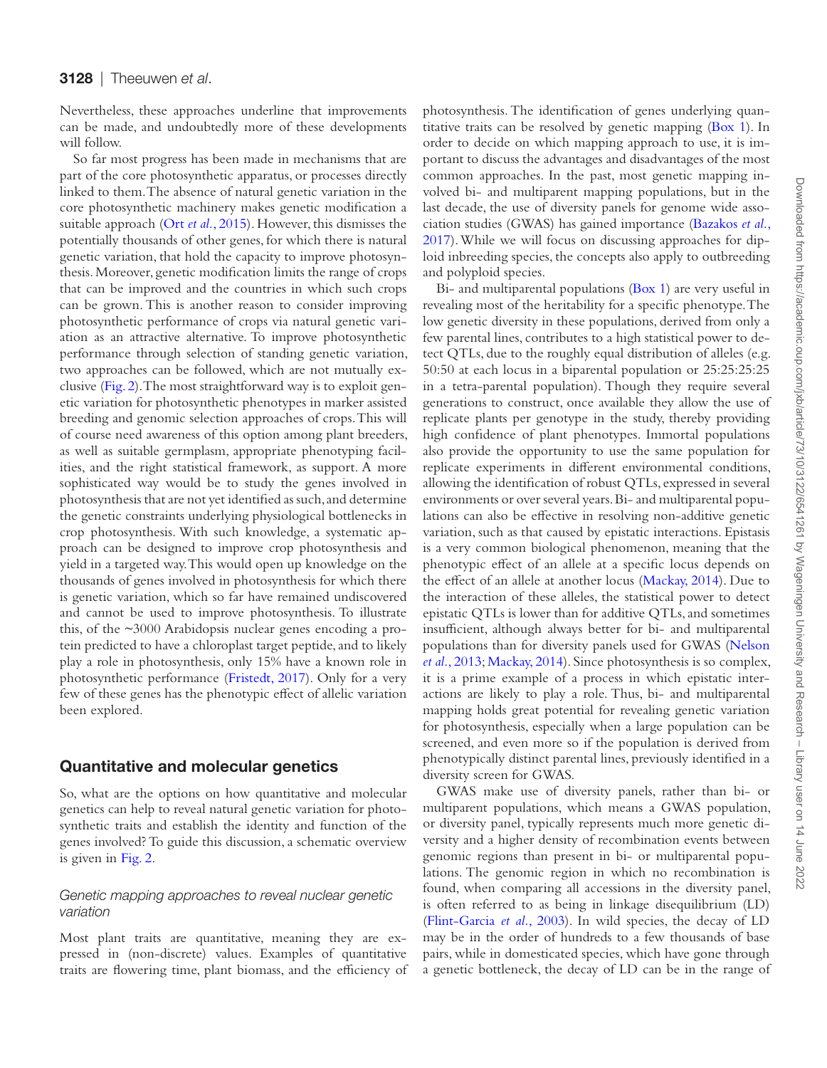Nevertheless, these approaches underline that improvements can be made, and undoubtedly more of these developments will follow.

So far most progress has been made in mechanisms that are part of the core photosynthetic apparatus, or processes directly linked to them. The absence of natural genetic variation in the core photosynthetic machinery makes genetic modification a suitable approach (Ort *et al.*, 2015). However, this dismisses the potentially thousands of other genes, for which there is natural genetic variation, that hold the capacity to improve photosynthesis. Moreover, genetic modification limits the range of crops that can be improved and the countries in which such crops can be grown. This is another reason to consider improving photosynthetic performance of crops via natural genetic variation as an attractive alternative. To improve photosynthetic performance through selection of standing genetic variation, two approaches can be followed, which are not mutually exclusive (Fig. 2). The most straightforward way is to exploit genetic variation for photosynthetic phenotypes in marker assisted breeding and genomic selection approaches of crops. This will of course need awareness of this option among plant breeders, as well as suitable germplasm, appropriate phenotyping facilities, and the right statistical framework, as support. A more sophisticated way would be to study the genes involved in photosynthesis that are not yet identified as such, and determine the genetic constraints underlying physiological bottlenecks in crop photosynthesis. With such knowledge, a systematic approach can be designed to improve crop photosynthesis and yield in a targeted way. This would open up knowledge on the thousands of genes involved in photosynthesis for which there is genetic variation, which so far have remained undiscovered and cannot be used to improve photosynthesis. To illustrate this, of the ~3000 Arabidopsis nuclear genes encoding a protein predicted to have a chloroplast target peptide, and to likely play a role in photosynthesis, only 15% have a known role in photosynthetic performance (Fristedt, 2017). Only for a very few of these genes has the phenotypic effect of allelic variation been explored.

## Quantitative and molecular genetics

So, what are the options on how quantitative and molecular genetics can help to reveal natural genetic variation for photosynthetic traits and establish the identity and function of the genes involved? To guide this discussion, a schematic overview is given in Fig. 2.

### *Genetic mapping approaches to reveal nuclear genetic variation*

Most plant traits are quantitative, meaning they are expressed in (non-discrete) values. Examples of quantitative traits are flowering time, plant biomass, and the efficiency of photosynthesis. The identification of genes underlying quantitative traits can be resolved by genetic mapping (Box 1). In order to decide on which mapping approach to use, it is important to discuss the advantages and disadvantages of the most common approaches. In the past, most genetic mapping involved bi- and multiparent mapping populations, but in the last decade, the use of diversity panels for genome wide association studies (GWAS) has gained importance (Bazakos *et al.*, 2017). While we will focus on discussing approaches for diploid inbreeding species, the concepts also apply to outbreeding and polyploid species.

Bi- and multiparental populations (Box 1) are very useful in revealing most of the heritability for a specific phenotype. The low genetic diversity in these populations, derived from only a few parental lines, contributes to a high statistical power to detect QTLs, due to the roughly equal distribution of alleles (e.g. 50:50 at each locus in a biparental population or 25:25:25:25 in a tetra-parental population). Though they require several generations to construct, once available they allow the use of replicate plants per genotype in the study, thereby providing high confidence of plant phenotypes. Immortal populations also provide the opportunity to use the same population for replicate experiments in different environmental conditions, allowing the identification of robust QTLs, expressed in several environments or over several years. Bi- and multiparental populations can also be effective in resolving non-additive genetic variation, such as that caused by epistatic interactions. Epistasis is a very common biological phenomenon, meaning that the phenotypic effect of an allele at a specific locus depends on the effect of an allele at another locus (Mackay, 2014). Due to the interaction of these alleles, the statistical power to detect epistatic QTLs is lower than for additive QTLs, and sometimes insufficient, although always better for bi- and multiparental populations than for diversity panels used for GWAS (Nelson *et al.*, 2013; Mackay, 2014). Since photosynthesis is so complex, it is a prime example of a process in which epistatic interactions are likely to play a role. Thus, bi- and multiparental mapping holds great potential for revealing genetic variation for photosynthesis, especially when a large population can be screened, and even more so if the population is derived from phenotypically distinct parental lines, previously identified in a diversity screen for GWAS.

GWAS make use of diversity panels, rather than bi- or multiparent populations, which means a GWAS population, or diversity panel, typically represents much more genetic diversity and a higher density of recombination events between genomic regions than present in bi- or multiparental populations. The genomic region in which no recombination is found, when comparing all accessions in the diversity panel, is often referred to as being in linkage disequilibrium (LD) (Flint-Garcia *et al.*, 2003). In wild species, the decay of LD may be in the order of hundreds to a few thousands of base pairs, while in domesticated species, which have gone through a genetic bottleneck, the decay of LD can be in the range of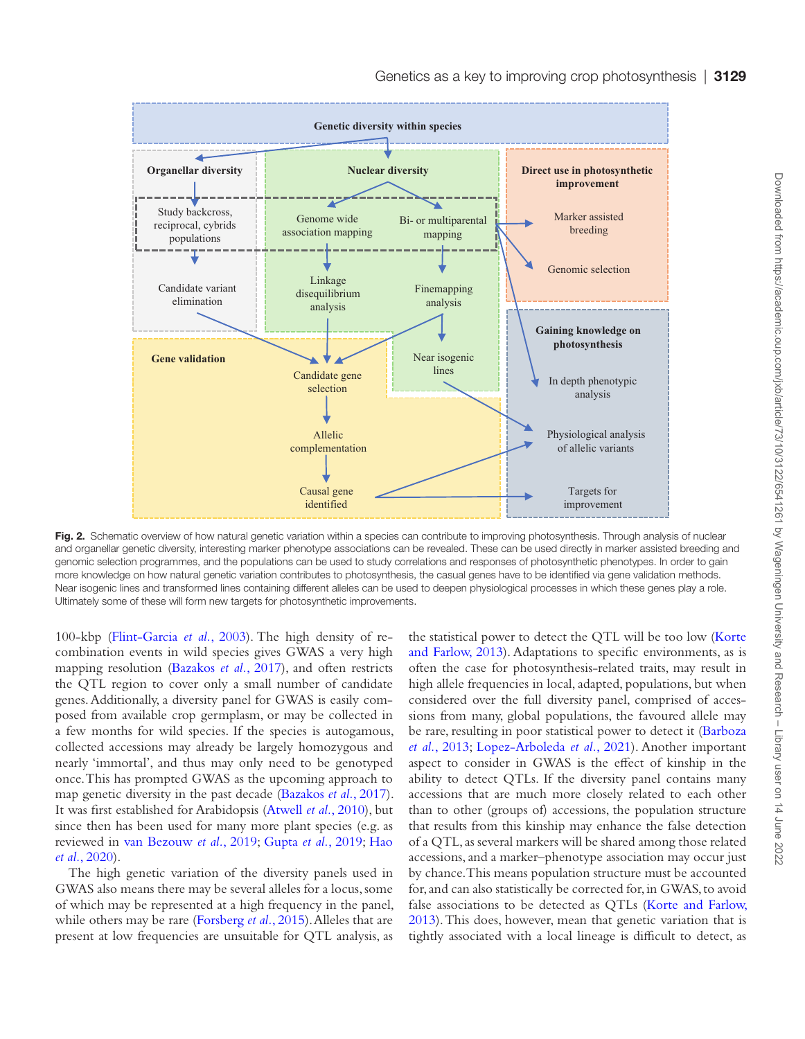Fig. 2. Schematic overview of how natural genetic variation within a species can contribute to improving photosynthesis. Through analysis of nuclear and organellar genetic diversity, interesting marker phenotype associations can be revealed. These can be used directly in marker assisted breeding and genomic selection programmes, and the populations can be used to study correlations and responses of photosynthetic phenotypes. In order to gain more knowledge on how natural genetic variation contributes to photosynthesis, the casual genes have to be identified via gene validation methods. Near isogenic lines and transformed lines containing different alleles can be used to deepen physiological processes in which these genes play a role. Ultimately some of these will form new targets for photosynthetic improvements.

100-kbp (Flint-Garcia *et al.*, 2003). The high density of recombination events in wild species gives GWAS a very high mapping resolution (Bazakos *et al.*, 2017), and often restricts the QTL region to cover only a small number of candidate genes. Additionally, a diversity panel for GWAS is easily composed from available crop germplasm, or may be collected in a few months for wild species. If the species is autogamous, collected accessions may already be largely homozygous and nearly 'immortal', and thus may only need to be genotyped once. This has prompted GWAS as the upcoming approach to map genetic diversity in the past decade (Bazakos *et al.*, 2017). It was first established for Arabidopsis (Atwell *et al.*, 2010), but since then has been used for many more plant species (e.g. as reviewed in van Bezouw *et al.*, 2019; Gupta *et al.*, 2019; Hao *et al.*, 2020).

The high genetic variation of the diversity panels used in GWAS also means there may be several alleles for a locus, some of which may be represented at a high frequency in the panel, while others may be rare (Forsberg *et al.*, 2015). Alleles that are present at low frequencies are unsuitable for QTL analysis, as the statistical power to detect the QTL will be too low (Korte and Farlow, 2013). Adaptations to specific environments, as is often the case for photosynthesis-related traits, may result in high allele frequencies in local, adapted, populations, but when considered over the full diversity panel, comprised of accessions from many, global populations, the favoured allele may be rare, resulting in poor statistical power to detect it (Barboza *et al.*, 2013; Lopez-Arboleda *et al.*, 2021). Another important aspect to consider in GWAS is the effect of kinship in the ability to detect QTLs. If the diversity panel contains many accessions that are much more closely related to each other than to other (groups of) accessions, the population structure that results from this kinship may enhance the false detection of a QTL, as several markers will be shared among those related accessions, and a marker–phenotype association may occur just by chance. This means population structure must be accounted for, and can also statistically be corrected for, in GWAS, to avoid false associations to be detected as QTLs (Korte and Farlow, 2013). This does, however, mean that genetic variation that is tightly associated with a local lineage is difficult to detect, as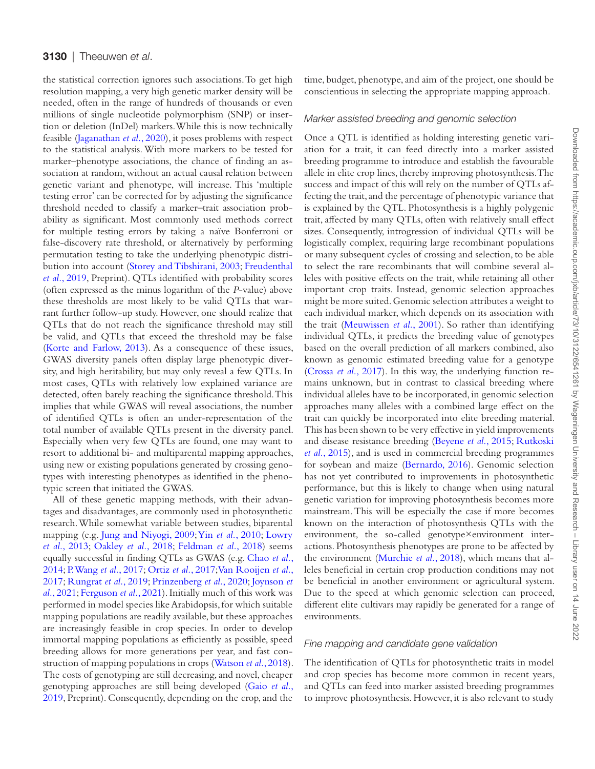the statistical correction ignores such associations. To get high resolution mapping, a very high genetic marker density will be needed, often in the range of hundreds of thousands or even millions of single nucleotide polymorphism (SNP) or insertion or deletion (InDel) markers. While this is now technically feasible (Jaganathan *et al.*, 2020), it poses problems with respect to the statistical analysis. With more markers to be tested for marker–phenotype associations, the chance of finding an association at random, without an actual causal relation between genetic variant and phenotype, will increase. This 'multiple testing error' can be corrected for by adjusting the significance threshold needed to classify a marker–trait association probability as significant. Most commonly used methods correct for multiple testing errors by taking a naïve Bonferroni or false-discovery rate threshold, or alternatively by performing permutation testing to take the underlying phenotypic distribution into account (Storey and Tibshirani, 2003; Freudenthal *et al.*, 2019, Preprint). QTLs identified with probability scores (often expressed as the minus logarithm of the *P*-value) above these thresholds are most likely to be valid QTLs that warrant further follow-up study. However, one should realize that QTLs that do not reach the significance threshold may still be valid, and QTLs that exceed the threshold may be false (Korte and Farlow, 2013). As a consequence of these issues, GWAS diversity panels often display large phenotypic diversity, and high heritability, but may only reveal a few QTLs. In most cases, QTLs with relatively low explained variance are detected, often barely reaching the significance threshold. This implies that while GWAS will reveal associations, the number of identified QTLs is often an under-representation of the total number of available QTLs present in the diversity panel. Especially when very few QTLs are found, one may want to resort to additional bi- and multiparental mapping approaches, using new or existing populations generated by crossing genotypes with interesting phenotypes as identified in the phenotypic screen that initiated the GWAS.

All of these genetic mapping methods, with their advantages and disadvantages, are commonly used in photosynthetic research. While somewhat variable between studies, biparental mapping (e.g. Jung and Niyogi, 2009; Yin *et al.*, 2010; Lowry *et al.*, 2013; Oakley *et al.*, 2018; Feldman *et al.*, 2018) seems equally successful in finding QTLs as GWAS (e.g. Chao *et al.*, 2014; P. Wang *et al.*, 2017; Ortiz *et al.*, 2017; Van Rooijen *et al.*, 2017; Rungrat *et al.*, 2019; Prinzenberg *et al.*, 2020; Joynson *et al.*, 2021; Ferguson *et al.*, 2021). Initially much of this work was performed in model species like Arabidopsis, for which suitable mapping populations are readily available, but these approaches are increasingly feasible in crop species. In order to develop immortal mapping populations as efficiently as possible, speed breeding allows for more generations per year, and fast construction of mapping populations in crops (Watson *et al.*, 2018). The costs of genotyping are still decreasing, and novel, cheaper genotyping approaches are still being developed (Gaio *et al.*, 2019, Preprint). Consequently, depending on the crop, and the time, budget, phenotype, and aim of the project, one should be conscientious in selecting the appropriate mapping approach.

### Marker assisted breeding and genomic selection

Once a QTL is identified as holding interesting genetic variation for a trait, it can feed directly into a marker assisted breeding programme to introduce and establish the favourable allele in elite crop lines, thereby improving photosynthesis. The success and impact of this will rely on the number of QTLs affecting the trait, and the percentage of phenotypic variance that is explained by the QTL. Photosynthesis is a highly polygenic trait, affected by many QTLs, often with relatively small effect sizes. Consequently, introgression of individual QTLs will be logistically complex, requiring large recombinant populations or many subsequent cycles of crossing and selection, to be able to select the rare recombinants that will combine several alleles with positive effects on the trait, while retaining all other important crop traits. Instead, genomic selection approaches might be more suited. Genomic selection attributes a weight to each individual marker, which depends on its association with the trait (Meuwissen *et al.*, 2001). So rather than identifying individual QTLs, it predicts the breeding value of genotypes based on the overall prediction of all markers combined, also known as genomic estimated breeding value for a genotype (Crossa *et al.*, 2017). In this way, the underlying function remains unknown, but in contrast to classical breeding where individual alleles have to be incorporated, in genomic selection approaches many alleles with a combined large effect on the trait can quickly be incorporated into elite breeding material. This has been shown to be very effective in yield improvements and disease resistance breeding (Beyene *et al.*, 2015; Rutkoski *et al.*, 2015), and is used in commercial breeding programmes for soybean and maize (Bernardo, 2016). Genomic selection has not yet contributed to improvements in photosynthetic performance, but this is likely to change when using natural genetic variation for improving photosynthesis becomes more mainstream. This will be especially the case if more becomes known on the interaction of photosynthesis QTLs with the environment, the so-called genotype×environment interactions. Photosynthesis phenotypes are prone to be affected by the environment (Murchie *et al.*, 2018), which means that alleles beneficial in certain crop production conditions may not be beneficial in another environment or agricultural system. Due to the speed at which genomic selection can proceed, different elite cultivars may rapidly be generated for a range of environments.

### Fine mapping and candidate gene validation

The identification of QTLs for photosynthetic traits in model and crop species has become more common in recent years, and QTLs can feed into marker assisted breeding programmes to improve photosynthesis. However, it is also relevant to study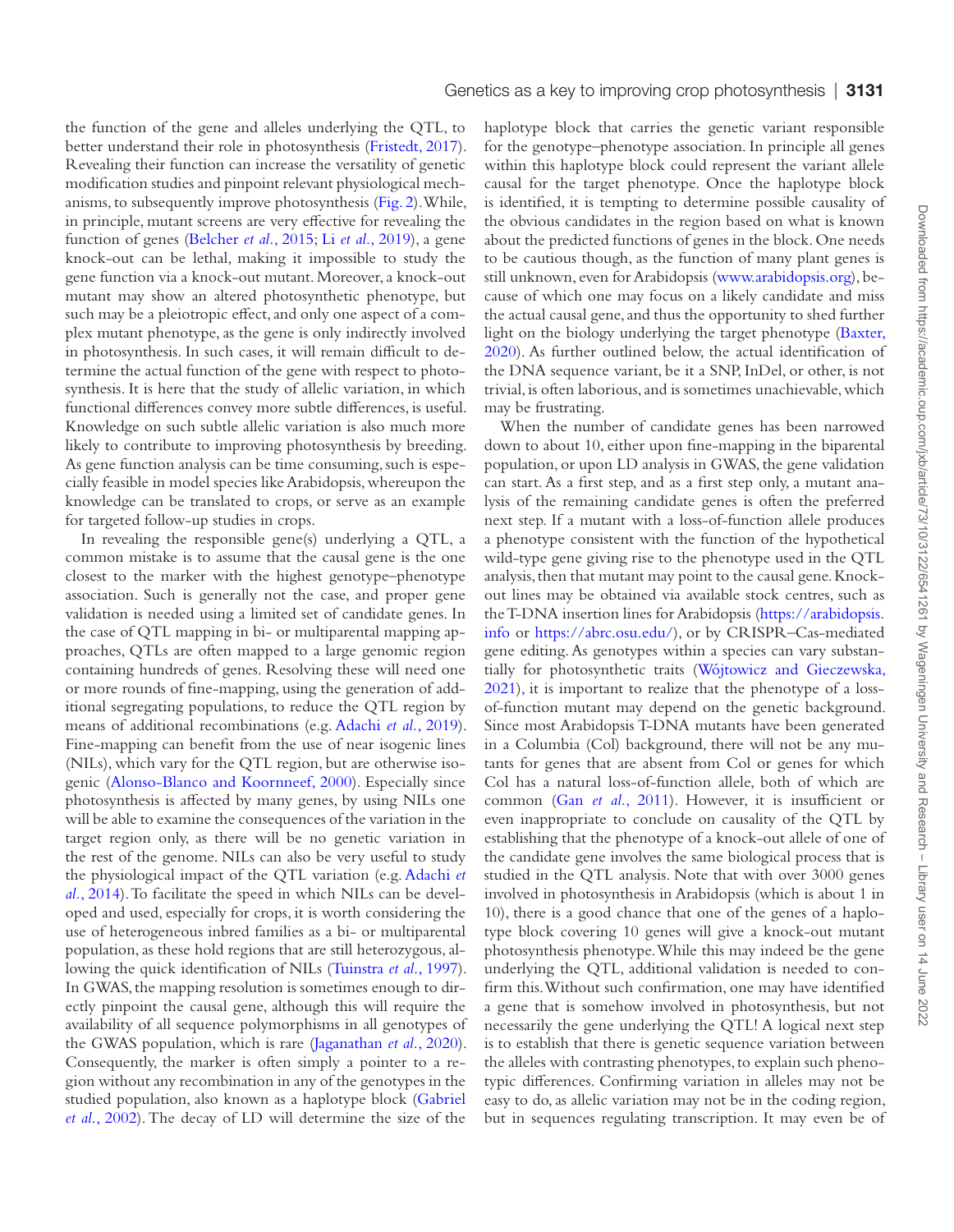the function of the gene and alleles underlying the QTL, to better understand their role in photosynthesis (Fristedt, 2017). Revealing their function can increase the versatility of genetic modification studies and pinpoint relevant physiological mechanisms, to subsequently improve photosynthesis (Fig. 2). While, in principle, mutant screens are very effective for revealing the function of genes (Belcher *et al.*, 2015; Li *et al.*, 2019), a gene knock-out can be lethal, making it impossible to study the gene function via a knock-out mutant. Moreover, a knock-out mutant may show an altered photosynthetic phenotype, but such may be a pleiotropic effect, and only one aspect of a complex mutant phenotype, as the gene is only indirectly involved in photosynthesis. In such cases, it will remain difficult to determine the actual function of the gene with respect to photosynthesis. It is here that the study of allelic variation, in which functional differences convey more subtle differences, is useful. Knowledge on such subtle allelic variation is also much more likely to contribute to improving photosynthesis by breeding. As gene function analysis can be time consuming, such is especially feasible in model species like Arabidopsis, whereupon the knowledge can be translated to crops, or serve as an example for targeted follow-up studies in crops.

In revealing the responsible gene(s) underlying a QTL, a common mistake is to assume that the causal gene is the one closest to the marker with the highest genotype–phenotype association. Such is generally not the case, and proper gene validation is needed using a limited set of candidate genes. In the case of QTL mapping in bi- or multiparental mapping approaches, QTLs are often mapped to a large genomic region containing hundreds of genes. Resolving these will need one or more rounds of fine-mapping, using the generation of additional segregating populations, to reduce the QTL region by means of additional recombinations (e.g. Adachi *et al.*, 2019). Fine-mapping can benefit from the use of near isogenic lines (NILs), which vary for the QTL region, but are otherwise isogenic (Alonso-Blanco and Koornneef, 2000). Especially since photosynthesis is affected by many genes, by using NILs one will be able to examine the consequences of the variation in the target region only, as there will be no genetic variation in the rest of the genome. NILs can also be very useful to study the physiological impact of the QTL variation (e.g. Adachi *et al.*, 2014). To facilitate the speed in which NILs can be developed and used, especially for crops, it is worth considering the use of heterogeneous inbred families as a bi- or multiparental population, as these hold regions that are still heterozygous, allowing the quick identification of NILs (Tuinstra *et al.*, 1997). In GWAS, the mapping resolution is sometimes enough to directly pinpoint the causal gene, although this will require the availability of all sequence polymorphisms in all genotypes of the GWAS population, which is rare (Jaganathan *et al.*, 2020). Consequently, the marker is often simply a pointer to a region without any recombination in any of the genotypes in the studied population, also known as a haplotype block (Gabriel *et al.*, 2002). The decay of LD will determine the size of the haplotype block that carries the genetic variant responsible for the genotype–phenotype association. In principle all genes within this haplotype block could represent the variant allele causal for the target phenotype. Once the haplotype block is identified, it is tempting to determine possible causality of the obvious candidates in the region based on what is known about the predicted functions of genes in the block. One needs to be cautious though, as the function of many plant genes is still unknown, even for Arabidopsis (www.arabidopsis.org), because of which one may focus on a likely candidate and miss the actual causal gene, and thus the opportunity to shed further light on the biology underlying the target phenotype (Baxter, 2020). As further outlined below, the actual identification of the DNA sequence variant, be it a SNP, InDel, or other, is not trivial, is often laborious, and is sometimes unachievable, which may be frustrating.

When the number of candidate genes has been narrowed down to about 10, either upon fine-mapping in the biparental population, or upon LD analysis in GWAS, the gene validation can start. As a first step, and as a first step only, a mutant analysis of the remaining candidate genes is often the preferred next step. If a mutant with a loss-of-function allele produces a phenotype consistent with the function of the hypothetical wild-type gene giving rise to the phenotype used in the QTL analysis, then that mutant may point to the causal gene. Knock-out lines may be obtained via available stock centres, such as the T-DNA insertion lines for Arabidopsis (https://arabidopsis.info or https://abrc.osu.edu/), or by CRISPR–Cas-mediated gene editing. As genotypes within a species can vary substantially for photosynthetic traits (Wójtowicz and Gieczewska, 2021), it is important to realize that the phenotype of a loss-of-function mutant may depend on the genetic background. Since most Arabidopsis T-DNA mutants have been generated in a Columbia (Col) background, there will not be any mutants for genes that are absent from Col or genes for which Col has a natural loss-of-function allele, both of which are common (Gan *et al.*, 2011). However, it is insufficient or even inappropriate to conclude on causality of the QTL by establishing that the phenotype of a knock-out allele of one of the candidate gene involves the same biological process that is studied in the QTL analysis. Note that with over 3000 genes involved in photosynthesis in Arabidopsis (which is about 1 in 10), there is a good chance that one of the genes of a haplotype block covering 10 genes will give a knock-out mutant photosynthesis phenotype. While this may indeed be the gene underlying the QTL, additional validation is needed to confirm this. Without such confirmation, one may have identified a gene that is somehow involved in photosynthesis, but not necessarily the gene underlying the QTL! A logical next step is to establish that there is genetic sequence variation between the alleles with contrasting phenotypes, to explain such phenotypic differences. Confirming variation in alleles may not be easy to do, as allelic variation may not be in the coding region, but in sequences regulating transcription. It may even be of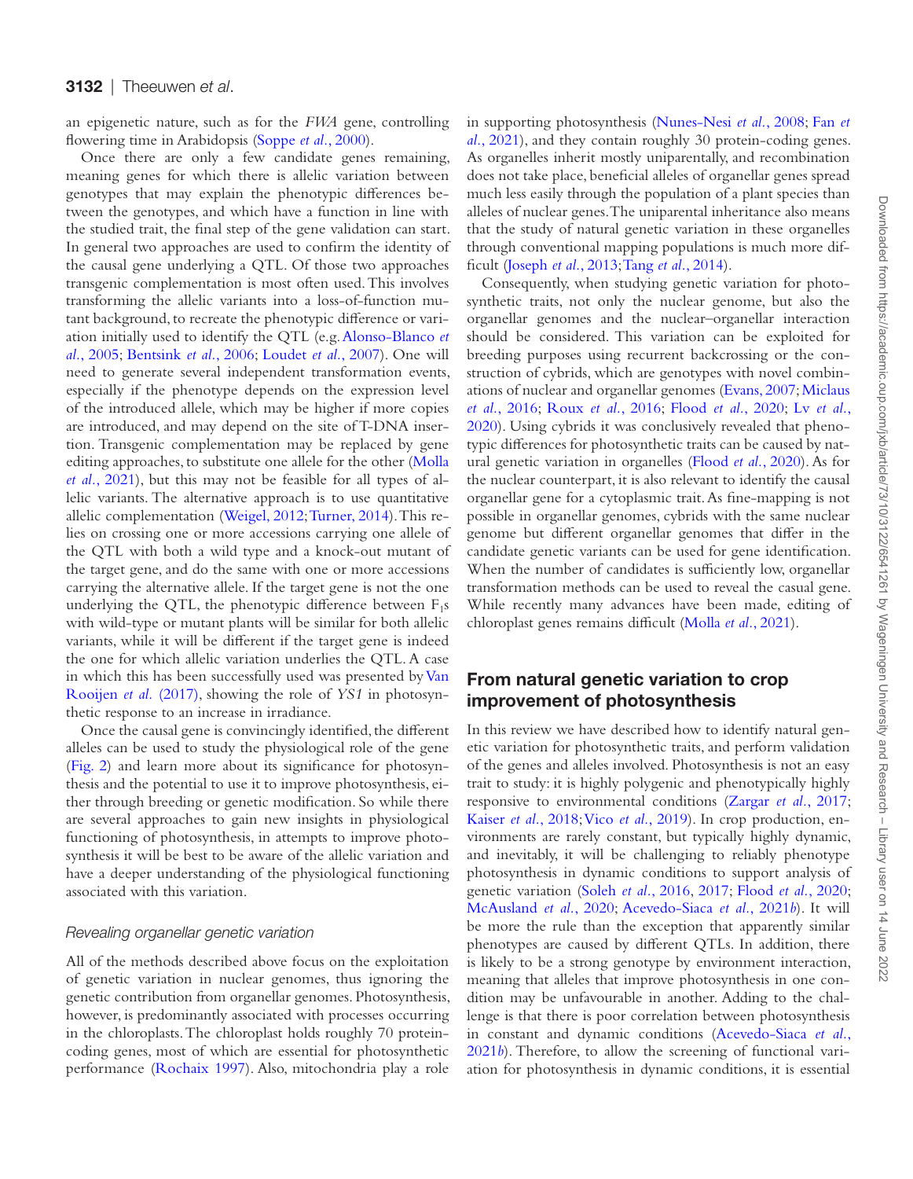an epigenetic nature, such as for the *FWA* gene, controlling flowering time in Arabidopsis (Soppe *et al*., 2000).

Once there are only a few candidate genes remaining, meaning genes for which there is allelic variation between genotypes that may explain the phenotypic differences between the genotypes, and which have a function in line with the studied trait, the final step of the gene validation can start. In general two approaches are used to confirm the identity of the causal gene underlying a QTL. Of those two approaches transgenic complementation is most often used. This involves transforming the allelic variants into a loss-of-function mutant background, to recreate the phenotypic difference or variation initially used to identify the QTL (e.g. Alonso-Blanco *et al*., 2005; Bentsink *et al*., 2006; Loudet *et al*., 2007). One will need to generate several independent transformation events, especially if the phenotype depends on the expression level of the introduced allele, which may be higher if more copies are introduced, and may depend on the site of T-DNA insertion. Transgenic complementation may be replaced by gene editing approaches, to substitute one allele for the other (Molla *et al*., 2021), but this may not be feasible for all types of allelic variants. The alternative approach is to use quantitative allelic complementation (Weigel, 2012; Turner, 2014). This relies on crossing one or more accessions carrying one allele of the QTL with both a wild type and a knock-out mutant of the target gene, and do the same with one or more accessions carrying the alternative allele. If the target gene is not the one underlying the QTL, the phenotypic difference between $F_1$s with wild-type or mutant plants will be similar for both allelic variants, while it will be different if the target gene is indeed the one for which allelic variation underlies the QTL. A case in which this has been successfully used was presented by Van Rooijen *et al*. (2017), showing the role of *YS1* in photosynthetic response to an increase in irradiance.

Once the causal gene is convincingly identified, the different alleles can be used to study the physiological role of the gene (Fig. 2) and learn more about its significance for photosynthesis and the potential to use it to improve photosynthesis, either through breeding or genetic modification. So while there are several approaches to gain new insights in physiological functioning of photosynthesis, in attempts to improve photosynthesis it will be best to be aware of the allelic variation and have a deeper understanding of the physiological functioning associated with this variation.

### *Revealing organellar genetic variation*

All of the methods described above focus on the exploitation of genetic variation in nuclear genomes, thus ignoring the genetic contribution from organellar genomes. Photosynthesis, however, is predominantly associated with processes occurring in the chloroplasts. The chloroplast holds roughly 70 protein-coding genes, most of which are essential for photosynthetic performance (Rochaix 1997). Also, mitochondria play a role in supporting photosynthesis (Nunes-Nesi *et al*., 2008; Fan *et al*., 2021), and they contain roughly 30 protein-coding genes. As organelles inherit mostly uniparentally, and recombination does not take place, beneficial alleles of organellar genes spread much less easily through the population of a plant species than alleles of nuclear genes. The uniparental inheritance also means that the study of natural genetic variation in these organelles through conventional mapping populations is much more difficult (Joseph *et al*., 2013; Tang *et al*., 2014).

Consequently, when studying genetic variation for photosynthetic traits, not only the nuclear genome, but also the organellar genomes and the nuclear–organellar interaction should be considered. This variation can be exploited for breeding purposes using recurrent backcrossing or the construction of cybrids, which are genotypes with novel combinations of nuclear and organellar genomes (Evans, 2007; Miclaus *et al*., 2016; Roux *et al*., 2016; Flood *et al*., 2020; Lv *et al*., 2020). Using cybrids it was conclusively revealed that phenotypic differences for photosynthetic traits can be caused by natural genetic variation in organelles (Flood *et al*., 2020). As for the nuclear counterpart, it is also relevant to identify the causal organellar gene for a cytoplasmic trait. As fine-mapping is not possible in organellar genomes, cybrids with the same nuclear genome but different organellar genomes that differ in the candidate genetic variants can be used for gene identification. When the number of candidates is sufficiently low, organellar transformation methods can be used to reveal the casual gene. While recently many advances have been made, editing of chloroplast genes remains difficult (Molla *et al*., 2021).

## From natural genetic variation to crop improvement of photosynthesis

In this review we have described how to identify natural genetic variation for photosynthetic traits, and perform validation of the genes and alleles involved. Photosynthesis is not an easy trait to study: it is highly polygenic and phenotypically highly responsive to environmental conditions (Zargar *et al*., 2017; Kaiser *et al*., 2018; Vico *et al*., 2019). In crop production, environments are rarely constant, but typically highly dynamic, and inevitably, it will be challenging to reliably phenotype photosynthesis in dynamic conditions to support analysis of genetic variation (Soleh *et al*., 2016, 2017; Flood *et al*., 2020; McAusland *et al*., 2020; Acevedo-Siaca *et al*., 2021*b*). It will be more the rule than the exception that apparently similar phenotypes are caused by different QTLs. In addition, there is likely to be a strong genotype by environment interaction, meaning that alleles that improve photosynthesis in one condition may be unfavourable in another. Adding to the challenge is that there is poor correlation between photosynthesis in constant and dynamic conditions (Acevedo-Siaca *et al*., 2021*b*). Therefore, to allow the screening of functional variation for photosynthesis in dynamic conditions, it is essential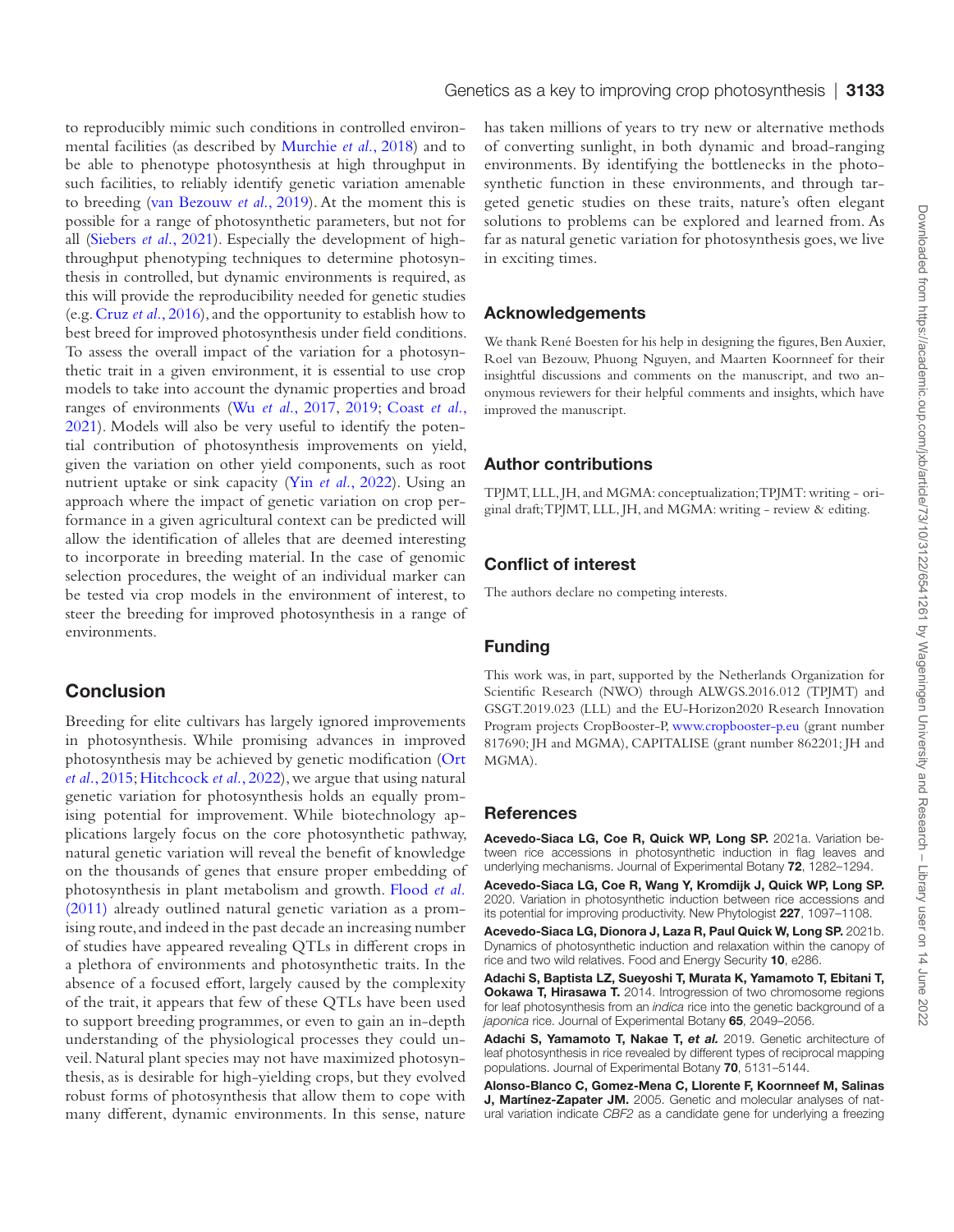to reproducibly mimic such conditions in controlled environmental facilities (as described by Murchie *et al.*, 2018) and to be able to phenotype photosynthesis at high throughput in such facilities, to reliably identify genetic variation amenable to breeding (van Bezouw *et al.*, 2019). At the moment this is possible for a range of photosynthetic parameters, but not for all (Siebers *et al.*, 2021). Especially the development of high-throughput phenotyping techniques to determine photosynthesis in controlled, but dynamic environments is required, as this will provide the reproducibility needed for genetic studies (e.g. Cruz *et al.*, 2016), and the opportunity to establish how to best breed for improved photosynthesis under field conditions. To assess the overall impact of the variation for a photosynthetic trait in a given environment, it is essential to use crop models to take into account the dynamic properties and broad ranges of environments (Wu *et al.*, 2017, 2019; Coast *et al.*, 2021). Models will also be very useful to identify the potential contribution of photosynthesis improvements on yield, given the variation on other yield components, such as root nutrient uptake or sink capacity (Yin *et al.*, 2022). Using an approach where the impact of genetic variation on crop performance in a given agricultural context can be predicted will allow the identification of alleles that are deemed interesting to incorporate in breeding material. In the case of genomic selection procedures, the weight of an individual marker can be tested via crop models in the environment of interest, to steer the breeding for improved photosynthesis in a range of environments.

## Conclusion

Breeding for elite cultivars has largely ignored improvements in photosynthesis. While promising advances in improved photosynthesis may be achieved by genetic modification (Ort *et al.*, 2015; Hitchcock *et al.*, 2022), we argue that using natural genetic variation for photosynthesis holds an equally promising potential for improvement. While biotechnology applications largely focus on the core photosynthetic pathway, natural genetic variation will reveal the benefit of knowledge on the thousands of genes that ensure proper embedding of photosynthesis in plant metabolism and growth. Flood *et al.* (2011) already outlined natural genetic variation as a promising route, and indeed in the past decade an increasing number of studies have appeared revealing QTLs in different crops in a plethora of environments and photosynthetic traits. In the absence of a focused effort, largely caused by the complexity of the trait, it appears that few of these QTLs have been used to support breeding programmes, or even to gain an in-depth understanding of the physiological processes they could unveil. Natural plant species may not have maximized photosynthesis, as is desirable for high-yielding crops, but they evolved robust forms of photosynthesis that allow them to cope with many different, dynamic environments. In this sense, nature has taken millions of years to try new or alternative methods of converting sunlight, in both dynamic and broad-ranging environments. By identifying the bottlenecks in the photosynthetic function in these environments, and through targeted genetic studies on these traits, nature's often elegant solutions to problems can be explored and learned from. As far as natural genetic variation for photosynthesis goes, we live in exciting times.

## Acknowledgements

We thank René Boesten for his help in designing the figures, Ben Auxier, Roel van Bezouw, Phuong Nguyen, and Maarten Koornneef for their insightful discussions and comments on the manuscript, and two anonymous reviewers for their helpful comments and insights, which have improved the manuscript.

## Author contributions

TPJMT, LLL, JH, and MGMA: conceptualization; TPJMT: writing - original draft; TPJMT, LLL, JH, and MGMA: writing - review & editing.

## Conflict of interest

The authors declare no competing interests.

## Funding

This work was, in part, supported by the Netherlands Organization for Scientific Research (NWO) through ALWGS.2016.012 (TPJMT) and GSGT.2019.023 (LLL) and the EU-Horizon2020 Research Innovation Program projects CropBooster-P, www.cropbooster-p.eu (grant number 817690; JH and MGMA), CAPITALISE (grant number 862201; JH and MGMA).

## References

**Acevedo-Siaca LG, Coe R, Quick WP, Long SP.** 2021a. Variation between rice accessions in photosynthetic induction in flag leaves and underlying mechanisms. Journal of Experimental Botany **72**, 1282–1294.

**Acevedo-Siaca LG, Coe R, Wang Y, Kromdijk J, Quick WP, Long SP.** 2020. Variation in photosynthetic induction between rice accessions and its potential for improving productivity. New Phytologist **227**, 1097–1108.

**Acevedo-Siaca LG, Dionora J, Laza R, Paul Quick W, Long SP.** 2021b. Dynamics of photosynthetic induction and relaxation within the canopy of rice and two wild relatives. Food and Energy Security **10**, e286.

**Adachi S, Baptista LZ, Sueyoshi T, Murata K, Yamamoto T, Ebitani T, Ookawa T, Hirasawa T.** 2014. Introgression of two chromosome regions for leaf photosynthesis from an *indica* rice into the genetic background of a *japonica* rice. Journal of Experimental Botany **65**, 2049–2056.

**Adachi S, Yamamoto T, Nakae T, *et al.*** 2019. Genetic architecture of leaf photosynthesis in rice revealed by different types of reciprocal mapping populations. Journal of Experimental Botany **70**, 5131–5144.

**Alonso-Blanco C, Gomez-Mena C, Llorente F, Koornneef M, Salinas J, Martínez-Zapater JM.** 2005. Genetic and molecular analyses of natural variation indicate *CBF2* as a candidate gene for underlying a freezing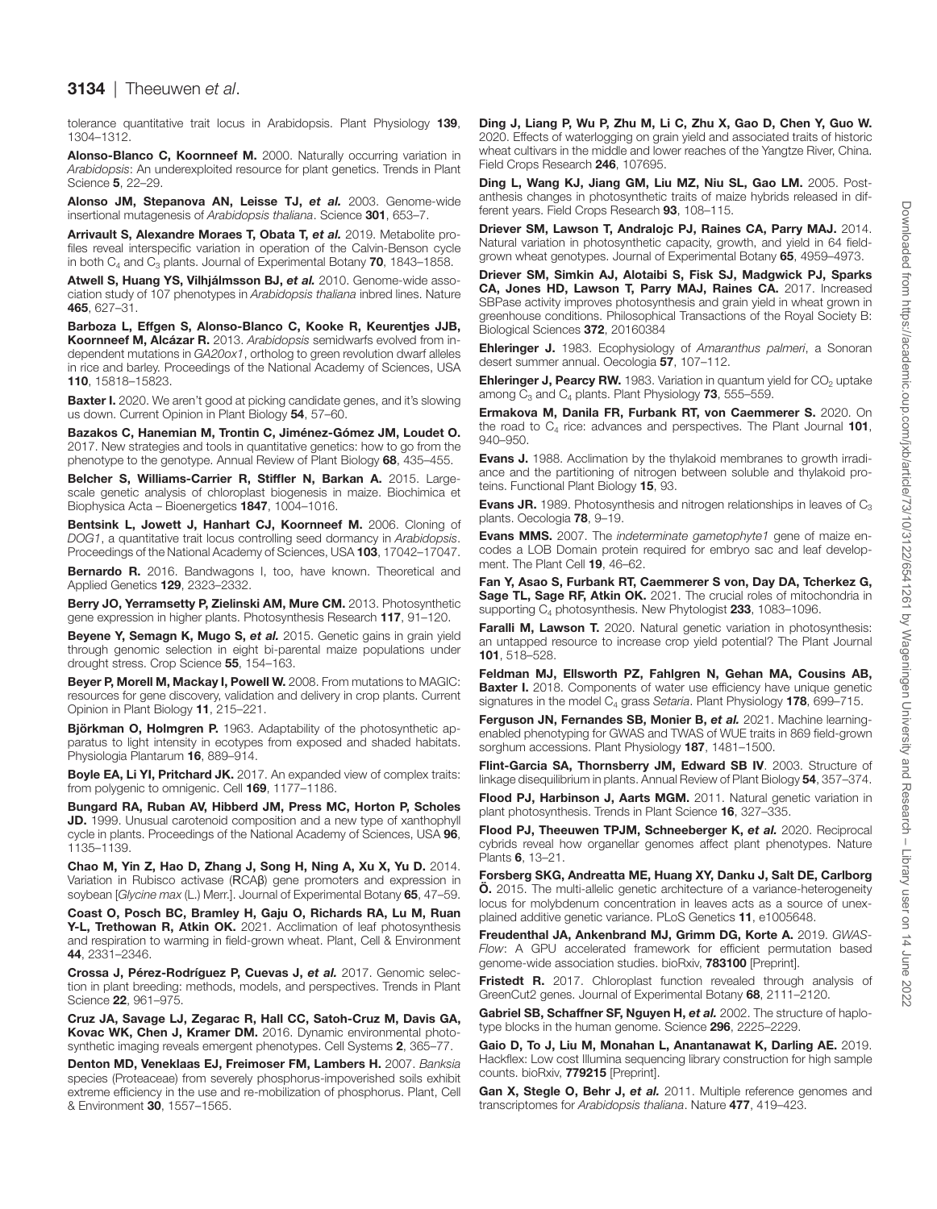tolerance quantitative trait locus in Arabidopsis. Plant Physiology **139**, 1304–1312.

**Alonso-Blanco C, Koornneef M.** 2000. Naturally occurring variation in *Arabidopsis*: An underexploited resource for plant genetics. Trends in Plant Science **5**, 22–29.

**Alonso JM, Stepanova AN, Leisse TJ, *et al.*** 2003. Genome-wide insertional mutagenesis of *Arabidopsis thaliana*. Science **301**, 653–7.

**Arrivault S, Alexandre Moraes T, Obata T, *et al.*** 2019. Metabolite profiles reveal interspecific variation in operation of the Calvin-Benson cycle in both $C_4$ and $C_3$ plants. Journal of Experimental Botany **70**, 1843–1858.

**Atwell S, Huang YS, Vilhjálmsson BJ, *et al.*** 2010. Genome-wide association study of 107 phenotypes in *Arabidopsis thaliana* inbred lines. Nature **465**, 627–31.

**Barboza L, Effgen S, Alonso-Blanco C, Kooke R, Keurentjes JJB, Koornneef M, Alcázar R.** 2013. *Arabidopsis* semidwarfs evolved from independent mutations in *GA20ox1*, ortholog to green revolution dwarf alleles in rice and barley. Proceedings of the National Academy of Sciences, USA **110**, 15818–15823.

**Baxter I.** 2020. We aren't good at picking candidate genes, and it's slowing us down. Current Opinion in Plant Biology **54**, 57–60.

**Bazakos C, Hanemian M, Trontin C, Jiménez-Gómez JM, Loudet O.** 2017. New strategies and tools in quantitative genetics: how to go from the phenotype to the genotype. Annual Review of Plant Biology **68**, 435–455.

**Belcher S, Williams-Carrier R, Stiffler N, Barkan A.** 2015. Large-scale genetic analysis of chloroplast biogenesis in maize. Biochimica et Biophysica Acta – Bioenergetics **1847**, 1004–1016.

**Bentsink L, Jowett J, Hanhart CJ, Koornneef M.** 2006. Cloning of *DOG1*, a quantitative trait locus controlling seed dormancy in *Arabidopsis*. Proceedings of the National Academy of Sciences, USA **103**, 17042–17047.

**Bernardo R.** 2016. Bandwagons I, too, have known. Theoretical and Applied Genetics **129**, 2323–2332.

**Berry JO, Yerramsetty P, Zielinski AM, Mure CM.** 2013. Photosynthetic gene expression in higher plants. Photosynthesis Research **117**, 91–120.

**Beyene Y, Semagn K, Mugo S, *et al.*** 2015. Genetic gains in grain yield through genomic selection in eight bi-parental maize populations under drought stress. Crop Science **55**, 154–163.

**Beyer P, Morell M, Mackay I, Powell W.** 2008. From mutations to MAGIC: resources for gene discovery, validation and delivery in crop plants. Current Opinion in Plant Biology **11**, 215–221.

**Björkman O, Holmgren P.** 1963. Adaptability of the photosynthetic apparatus to light intensity in ecotypes from exposed and shaded habitats. Physiologia Plantarum **16**, 889–914.

**Boyle EA, Li YI, Pritchard JK.** 2017. An expanded view of complex traits: from polygenic to omnigenic. Cell **169**, 1177–1186.

**Bungard RA, Ruban AV, Hibberd JM, Press MC, Horton P, Scholes JD.** 1999. Unusual carotenoid composition and a new type of xanthophyll cycle in plants. Proceedings of the National Academy of Sciences, USA **96**, 1135–1139.

**Chao M, Yin Z, Hao D, Zhang J, Song H, Ning A, Xu X, Yu D.** 2014. Variation in Rubisco activase (RCAβ) gene promoters and expression in soybean [*Glycine max* (L.) Merr.]. Journal of Experimental Botany **65**, 47–59.

**Coast O, Posch BC, Bramley H, Gaju O, Richards RA, Lu M, Ruan Y-L, Trethowan R, Atkin OK.** 2021. Acclimation of leaf photosynthesis and respiration to warming in field-grown wheat. Plant, Cell & Environment **44**, 2331–2346.

**Crossa J, Pérez-Rodríguez P, Cuevas J, *et al.*** 2017. Genomic selection in plant breeding: methods, models, and perspectives. Trends in Plant Science **22**, 961–975.

**Cruz JA, Savage LJ, Zegarac R, Hall CC, Satoh-Cruz M, Davis GA, Kovac WK, Chen J, Kramer DM.** 2016. Dynamic environmental photosynthetic imaging reveals emergent phenotypes. Cell Systems **2**, 365–77.

**Denton MD, Veneklaas EJ, Freimoser FM, Lambers H.** 2007. *Banksia* species (Proteaceae) from severely phosphorus-impoverished soils exhibit extreme efficiency in the use and re-mobilization of phosphorus. Plant, Cell & Environment **30**, 1557–1565.

**Ding J, Liang P, Wu P, Zhu M, Li C, Zhu X, Gao D, Chen Y, Guo W.** 2020. Effects of waterlogging on grain yield and associated traits of historic wheat cultivars in the middle and lower reaches of the Yangtze River, China. Field Crops Research **246**, 107695.

**Ding L, Wang KJ, Jiang GM, Liu MZ, Niu SL, Gao LM.** 2005. Post-anthesis changes in photosynthetic traits of maize hybrids released in different years. Field Crops Research **93**, 108–115.

**Driever SM, Lawson T, Andralojc PJ, Raines CA, Parry MAJ.** 2014. Natural variation in photosynthetic capacity, growth, and yield in 64 field-grown wheat genotypes. Journal of Experimental Botany **65**, 4959–4973.

**Driever SM, Simkin AJ, Alotaibi S, Fisk SJ, Madgwick PJ, Sparks CA, Jones HD, Lawson T, Parry MAJ, Raines CA.** 2017. Increased SBPase activity improves photosynthesis and grain yield in wheat grown in greenhouse conditions. Philosophical Transactions of the Royal Society B: Biological Sciences **372**, 20160384

**Ehleringer J.** 1983. Ecophysiology of *Amaranthus palmeri*, a Sonoran desert summer annual. Oecologia **57**, 107–112.

**Ehleringer J, Pearcy RW.** 1983. Variation in quantum yield for $CO_2$ uptake among $C_3$ and $C_4$ plants. Plant Physiology **73**, 555–559.

**Ermakova M, Danila FR, Furbank RT, von Caemmerer S.** 2020. On the road to $C_4$ rice: advances and perspectives. The Plant Journal **101**, 940–950.

**Evans J.** 1988. Acclimation by the thylakoid membranes to growth irradiance and the partitioning of nitrogen between soluble and thylakoid proteins. Functional Plant Biology **15**, 93.

**Evans JR.** 1989. Photosynthesis and nitrogen relationships in leaves of $C_3$ plants. Oecologia **78**, 9–19.

**Evans MMS.** 2007. The *indeterminate gametophyte1* gene of maize encodes a LOB Domain protein required for embryo sac and leaf development. The Plant Cell **19**, 46–62.

**Fan Y, Asao S, Furbank RT, Caemmerer S von, Day DA, Tcherkez G, Sage TL, Sage RF, Atkin OK.** 2021. The crucial roles of mitochondria in supporting $C_4$ photosynthesis. New Phytologist **233**, 1083–1096.

**Faralli M, Lawson T.** 2020. Natural genetic variation in photosynthesis: an untapped resource to increase crop yield potential? The Plant Journal **101**, 518–528.

**Feldman MJ, Ellsworth PZ, Fahlgren N, Gehan MA, Cousins AB, Baxter I.** 2018. Components of water use efficiency have unique genetic signatures in the model $C_4$ grass *Setaria*. Plant Physiology **178**, 699–715.

**Ferguson JN, Fernandes SB, Monier B, *et al.*** 2021. Machine learning-enabled phenotyping for GWAS and TWAS of WUE traits in 869 field-grown sorghum accessions. Plant Physiology **187**, 1481–1500.

**Flint-Garcia SA, Thornsberry JM, Edward SB IV**. 2003. Structure of linkage disequilibrium in plants. Annual Review of Plant Biology **54**, 357–374.

**Flood PJ, Harbinson J, Aarts MGM.** 2011. Natural genetic variation in plant photosynthesis. Trends in Plant Science **16**, 327–335.

**Flood PJ, Theeuwen TPJM, Schneeberger K, *et al.*** 2020. Reciprocal cybrids reveal how organellar genomes affect plant phenotypes. Nature Plants **6**, 13–21.

**Forsberg SKG, Andreatta ME, Huang XY, Danku J, Salt DE, Carlborg Ö.** 2015. The multi-allelic genetic architecture of a variance-heterogeneity locus for molybdenum concentration in leaves acts as a source of unexplained additive genetic variance. PLoS Genetics **11**, e1005648.

**Freudenthal JA, Ankenbrand MJ, Grimm DG, Korte A.** 2019. *GWAS-Flow*: A GPU accelerated framework for efficient permutation based genome-wide association studies. bioRxiv, **783100** [Preprint].

**Fristedt R.** 2017. Chloroplast function revealed through analysis of GreenCut2 genes. Journal of Experimental Botany **68**, 2111–2120.

**Gabriel SB, Schaffner SF, Nguyen H, *et al.*** 2002. The structure of haplotype blocks in the human genome. Science **296**, 2225–2229.

**Gaio D, To J, Liu M, Monahan L, Anantanawat K, Darling AE.** 2019. Hackflex: Low cost Illumina sequencing library construction for high sample counts. bioRxiv, **779215** [Preprint].

**Gan X, Stegle O, Behr J, *et al.*** 2011. Multiple reference genomes and transcriptomes for *Arabidopsis thaliana*. Nature **477**, 419–423.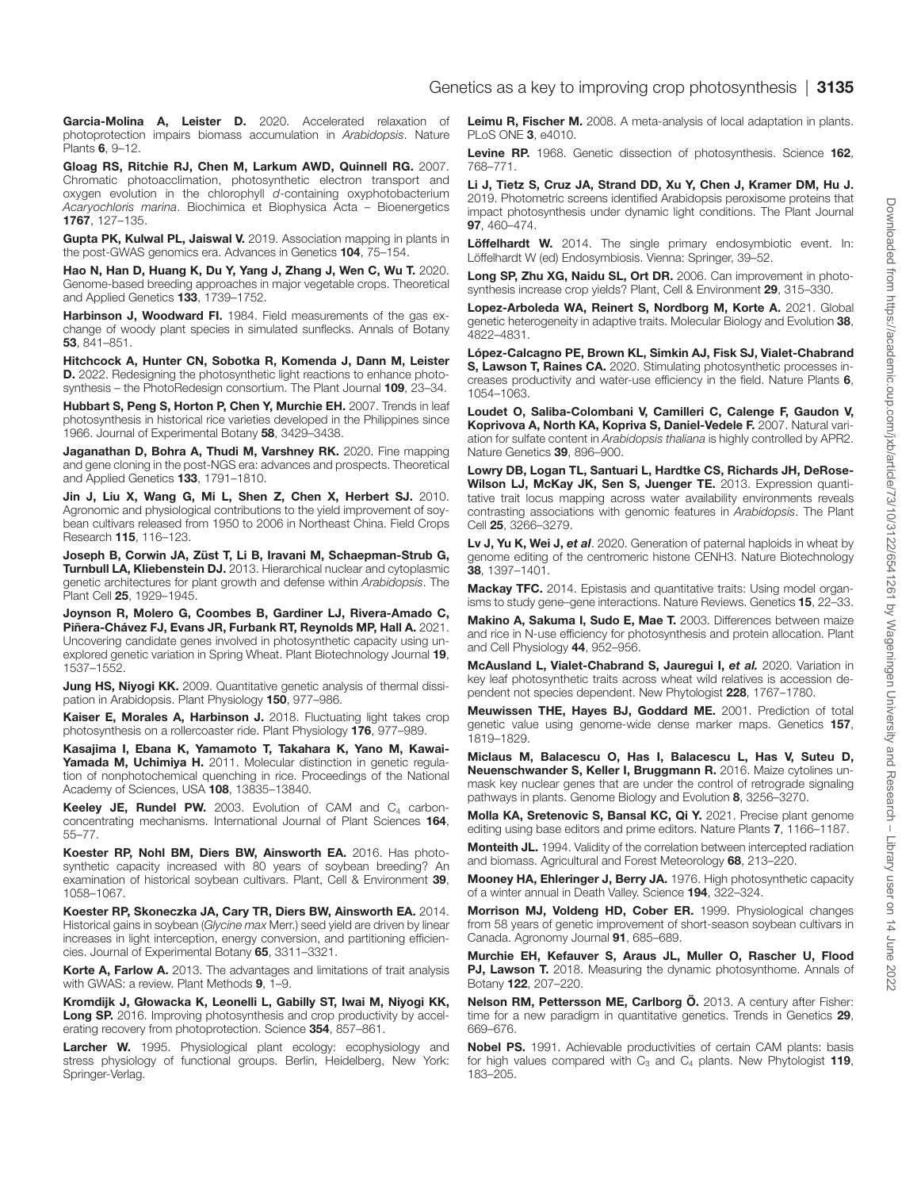**Garcia-Molina A, Leister D.** 2020. Accelerated relaxation of photoprotection impairs biomass accumulation in *Arabidopsis*. Nature Plants **6**, 9–12.

**Gloag RS, Ritchie RJ, Chen M, Larkum AWD, Quinnell RG.** 2007. Chromatic photoacclimation, photosynthetic electron transport and oxygen evolution in the chlorophyll *d*-containing oxyphotobacterium *Acaryochloris marina*. Biochimica et Biophysica Acta – Bioenergetics **1767**, 127–135.

**Gupta PK, Kulwal PL, Jaiswal V.** 2019. Association mapping in plants in the post-GWAS genomics era. Advances in Genetics **104**, 75–154.

**Hao N, Han D, Huang K, Du Y, Yang J, Zhang J, Wen C, Wu T.** 2020. Genome-based breeding approaches in major vegetable crops. Theoretical and Applied Genetics **133**, 1739–1752.

**Harbinson J, Woodward FI.** 1984. Field measurements of the gas exchange of woody plant species in simulated sunflecks. Annals of Botany **53**, 841–851.

**Hitchcock A, Hunter CN, Sobotka R, Komenda J, Dann M, Leister D.** 2022. Redesigning the photosynthetic light reactions to enhance photosynthesis – the PhotoRedesign consortium. The Plant Journal **109**, 23–34.

**Hubbart S, Peng S, Horton P, Chen Y, Murchie EH.** 2007. Trends in leaf photosynthesis in historical rice varieties developed in the Philippines since 1966. Journal of Experimental Botany **58**, 3429–3438.

**Jaganathan D, Bohra A, Thudi M, Varshney RK.** 2020. Fine mapping and gene cloning in the post-NGS era: advances and prospects. Theoretical and Applied Genetics **133**, 1791–1810.

**Jin J, Liu X, Wang G, Mi L, Shen Z, Chen X, Herbert SJ.** 2010. Agronomic and physiological contributions to the yield improvement of soybean cultivars released from 1950 to 2006 in Northeast China. Field Crops Research **115**, 116–123.

**Joseph B, Corwin JA, Züst T, Li B, Iravani M, Schaepman-Strub G, Turnbull LA, Kliebenstein DJ.** 2013. Hierarchical nuclear and cytoplasmic genetic architectures for plant growth and defense within *Arabidopsis*. The Plant Cell **25**, 1929–1945.

**Joynson R, Molero G, Coombes B, Gardiner LJ, Rivera-Amado C, Piñera-Chávez FJ, Evans JR, Furbank RT, Reynolds MP, Hall A.** 2021. Uncovering candidate genes involved in photosynthetic capacity using unexplored genetic variation in Spring Wheat. Plant Biotechnology Journal **19**, 1537–1552.

**Jung HS, Niyogi KK.** 2009. Quantitative genetic analysis of thermal dissipation in Arabidopsis. Plant Physiology **150**, 977–986.

**Kaiser E, Morales A, Harbinson J.** 2018. Fluctuating light takes crop photosynthesis on a rollercoaster ride. Plant Physiology **176**, 977–989.

**Kasajima I, Ebana K, Yamamoto T, Takahara K, Yano M, Kawai-Yamada M, Uchimiya H.** 2011. Molecular distinction in genetic regulation of nonphotochemical quenching in rice. Proceedings of the National Academy of Sciences, USA **108**, 13835–13840.

**Keeley JE, Rundel PW.** 2003. Evolution of CAM and $C_4$ carbon-concentrating mechanisms. International Journal of Plant Sciences **164**, 55–77.

**Koester RP, Nohl BM, Diers BW, Ainsworth EA.** 2016. Has photosynthetic capacity increased with 80 years of soybean breeding? An examination of historical soybean cultivars. Plant, Cell & Environment **39**, 1058–1067.

**Koester RP, Skoneczka JA, Cary TR, Diers BW, Ainsworth EA.** 2014. Historical gains in soybean (*Glycine max* Merr.) seed yield are driven by linear increases in light interception, energy conversion, and partitioning efficiencies. Journal of Experimental Botany **65**, 3311–3321.

**Korte A, Farlow A.** 2013. The advantages and limitations of trait analysis with GWAS: a review. Plant Methods **9**, 1–9.

**Kromdijk J, Głowacka K, Leonelli L, Gabilly ST, Iwai M, Niyogi KK, Long SP.** 2016. Improving photosynthesis and crop productivity by accelerating recovery from photoprotection. Science **354**, 857–861.

**Larcher W.** 1995. Physiological plant ecology: ecophysiology and stress physiology of functional groups. Berlin, Heidelberg, New York: Springer-Verlag.

**Leimu R, Fischer M.** 2008. A meta-analysis of local adaptation in plants. PLoS ONE **3**, e4010.

**Levine RP.** 1968. Genetic dissection of photosynthesis. Science **162**, 768–771.

**Li J, Tietz S, Cruz JA, Strand DD, Xu Y, Chen J, Kramer DM, Hu J.** 2019. Photometric screens identified Arabidopsis peroxisome proteins that impact photosynthesis under dynamic light conditions. The Plant Journal **97**, 460–474.

**Löffelhardt W.** 2014. The single primary endosymbiotic event. In: Löffelhardt W (ed) Endosymbiosis. Vienna: Springer, 39–52.

**Long SP, Zhu XG, Naidu SL, Ort DR.** 2006. Can improvement in photosynthesis increase crop yields? Plant, Cell & Environment **29**, 315–330.

**Lopez-Arboleda WA, Reinert S, Nordborg M, Korte A.** 2021. Global genetic heterogeneity in adaptive traits. Molecular Biology and Evolution **38**, 4822–4831.

**López-Calcagno PE, Brown KL, Simkin AJ, Fisk SJ, Vialet-Chabrand S, Lawson T, Raines CA.** 2020. Stimulating photosynthetic processes increases productivity and water-use efficiency in the field. Nature Plants **6**, 1054–1063.

**Loudet O, Saliba-Colombani V, Camilleri C, Calenge F, Gaudon V, Koprivova A, North KA, Kopriva S, Daniel-Vedele F.** 2007. Natural variation for sulfate content in *Arabidopsis thaliana* is highly controlled by APR2. Nature Genetics **39**, 896–900.

**Lowry DB, Logan TL, Santuari L, Hardtke CS, Richards JH, DeRose-Wilson LJ, McKay JK, Sen S, Juenger TE.** 2013. Expression quantitative trait locus mapping across water availability environments reveals contrasting associations with genomic features in *Arabidopsis*. The Plant Cell **25**, 3266–3279.

**Lv J, Yu K, Wei J, *et al*.** 2020. Generation of paternal haploids in wheat by genome editing of the centromeric histone CENH3. Nature Biotechnology **38**, 1397–1401.

**Mackay TFC.** 2014. Epistasis and quantitative traits: Using model organisms to study gene–gene interactions. Nature Reviews. Genetics **15**, 22–33.

**Makino A, Sakuma I, Sudo E, Mae T.** 2003. Differences between maize and rice in N-use efficiency for photosynthesis and protein allocation. Plant and Cell Physiology **44**, 952–956.

**McAusland L, Vialet-Chabrand S, Jauregui I, *et al.*** 2020. Variation in key leaf photosynthetic traits across wheat wild relatives is accession dependent not species dependent. New Phytologist **228**, 1767–1780.

**Meuwissen THE, Hayes BJ, Goddard ME.** 2001. Prediction of total genetic value using genome-wide dense marker maps. Genetics **157**, 1819–1829.

**Miclaus M, Balacescu O, Has I, Balacescu L, Has V, Suteu D, Neuenschwander S, Keller I, Bruggmann R.** 2016. Maize cytolines unmask key nuclear genes that are under the control of retrograde signaling pathways in plants. Genome Biology and Evolution **8**, 3256–3270.

**Molla KA, Sretenovic S, Bansal KC, Qi Y.** 2021. Precise plant genome editing using base editors and prime editors. Nature Plants **7**, 1166–1187.

**Monteith JL.** 1994. Validity of the correlation between intercepted radiation and biomass. Agricultural and Forest Meteorology **68**, 213–220.

**Mooney HA, Ehleringer J, Berry JA.** 1976. High photosynthetic capacity of a winter annual in Death Valley. Science **194**, 322–324.

**Morrison MJ, Voldeng HD, Cober ER.** 1999. Physiological changes from 58 years of genetic improvement of short-season soybean cultivars in Canada. Agronomy Journal **91**, 685–689.

**Murchie EH, Kefauver S, Araus JL, Muller O, Rascher U, Flood PJ, Lawson T.** 2018. Measuring the dynamic photosynthome. Annals of Botany **122**, 207–220.

**Nelson RM, Pettersson ME, Carlborg Ö.** 2013. A century after Fisher: time for a new paradigm in quantitative genetics. Trends in Genetics **29**, 669–676.

**Nobel PS.** 1991. Achievable productivities of certain CAM plants: basis for high values compared with $C_3$ and $C_4$ plants. New Phytologist **119**, 183–205.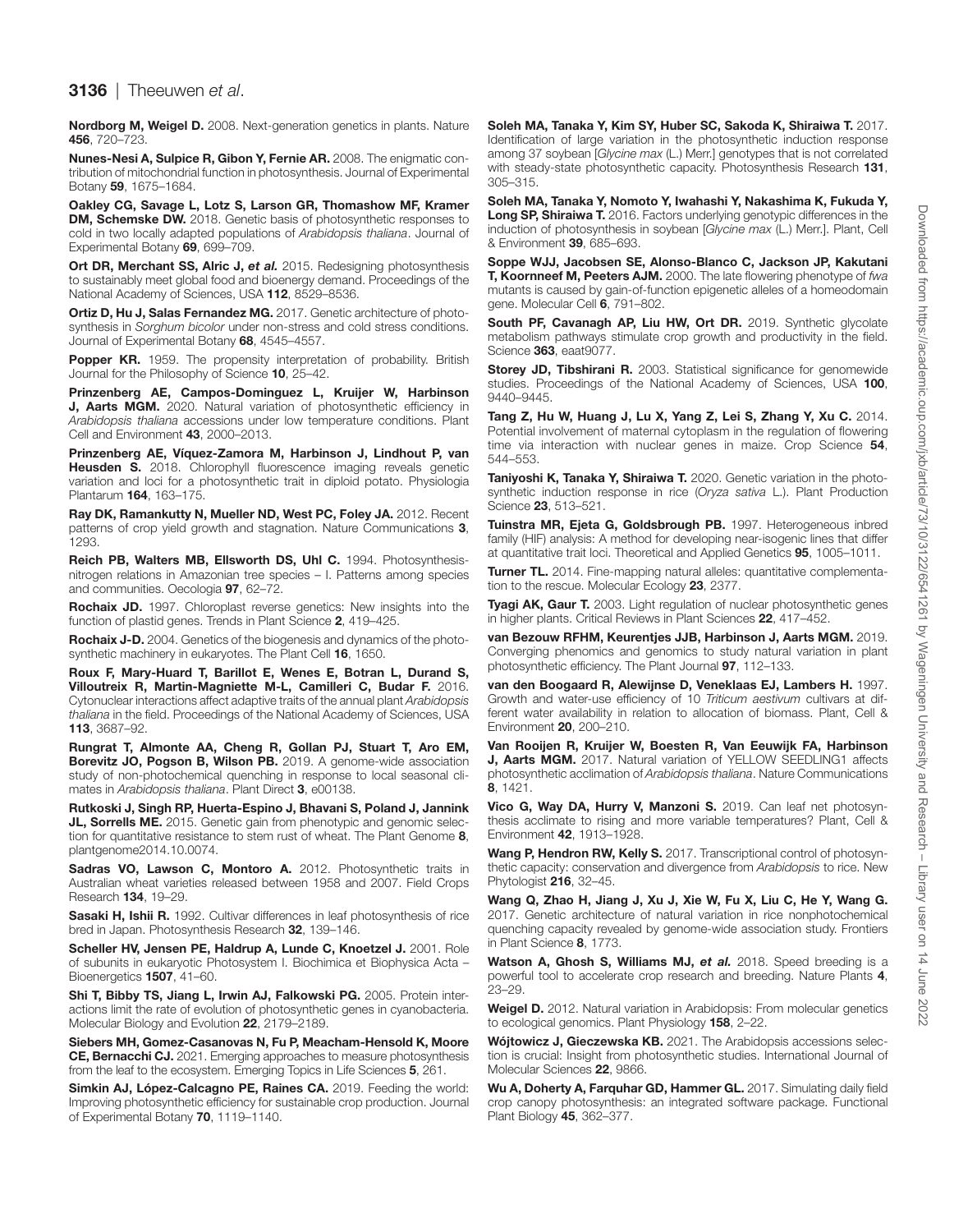**Nordborg M, Weigel D.** 2008. Next-generation genetics in plants. Nature **456**, 720–723.

**Nunes-Nesi A, Sulpice R, Gibon Y, Fernie AR.** 2008. The enigmatic contribution of mitochondrial function in photosynthesis. Journal of Experimental Botany **59**, 1675–1684.

**Oakley CG, Savage L, Lotz S, Larson GR, Thomashow MF, Kramer DM, Schemske DW.** 2018. Genetic basis of photosynthetic responses to cold in two locally adapted populations of *Arabidopsis thaliana*. Journal of Experimental Botany **69**, 699–709.

**Ort DR, Merchant SS, Alric J, *et al.*** 2015. Redesigning photosynthesis to sustainably meet global food and bioenergy demand. Proceedings of the National Academy of Sciences, USA **112**, 8529–8536.

**Ortiz D, Hu J, Salas Fernandez MG.** 2017. Genetic architecture of photosynthesis in *Sorghum bicolor* under non-stress and cold stress conditions. Journal of Experimental Botany **68**, 4545–4557.

**Popper KR.** 1959. The propensity interpretation of probability. British Journal for the Philosophy of Science **10**, 25–42.

**Prinzenberg AE, Campos-Dominguez L, Kruijer W, Harbinson J, Aarts MGM.** 2020. Natural variation of photosynthetic efficiency in *Arabidopsis thaliana* accessions under low temperature conditions. Plant Cell and Environment **43**, 2000–2013.

**Prinzenberg AE, Víquez-Zamora M, Harbinson J, Lindhout P, van Heusden S.** 2018. Chlorophyll fluorescence imaging reveals genetic variation and loci for a photosynthetic trait in diploid potato. Physiologia Plantarum **164**, 163–175.

**Ray DK, Ramankutty N, Mueller ND, West PC, Foley JA.** 2012. Recent patterns of crop yield growth and stagnation. Nature Communications **3**, 1293.

**Reich PB, Walters MB, Ellsworth DS, Uhl C.** 1994. Photosynthesis-nitrogen relations in Amazonian tree species – I. Patterns among species and communities. Oecologia **97**, 62–72.

**Rochaix JD.** 1997. Chloroplast reverse genetics: New insights into the function of plastid genes. Trends in Plant Science **2**, 419–425.

**Rochaix J-D.** 2004. Genetics of the biogenesis and dynamics of the photosynthetic machinery in eukaryotes. The Plant Cell **16**, 1650.

**Roux F, Mary-Huard T, Barillot E, Wenes E, Botran L, Durand S, Villoutreix R, Martin-Magniette M-L, Camilleri C, Budar F.** 2016. Cytonuclear interactions affect adaptive traits of the annual plant *Arabidopsis thaliana* in the field. Proceedings of the National Academy of Sciences, USA **113**, 3687–92.

**Rungrat T, Almonte AA, Cheng R, Gollan PJ, Stuart T, Aro EM, Borevitz JO, Pogson B, Wilson PB.** 2019. A genome-wide association study of non-photochemical quenching in response to local seasonal climates in *Arabidopsis thaliana*. Plant Direct **3**, e00138.

**Rutkoski J, Singh RP, Huerta-Espino J, Bhavani S, Poland J, Jannink JL, Sorrells ME.** 2015. Genetic gain from phenotypic and genomic selection for quantitative resistance to stem rust of wheat. The Plant Genome **8**, plantgenome2014.10.0074.

**Sadras VO, Lawson C, Montoro A.** 2012. Photosynthetic traits in Australian wheat varieties released between 1958 and 2007. Field Crops Research **134**, 19–29.

**Sasaki H, Ishii R.** 1992. Cultivar differences in leaf photosynthesis of rice bred in Japan. Photosynthesis Research **32**, 139–146.

**Scheller HV, Jensen PE, Haldrup A, Lunde C, Knoetzel J.** 2001. Role of subunits in eukaryotic Photosystem I. Biochimica et Biophysica Acta – Bioenergetics **1507**, 41–60.

**Shi T, Bibby TS, Jiang L, Irwin AJ, Falkowski PG.** 2005. Protein interactions limit the rate of evolution of photosynthetic genes in cyanobacteria. Molecular Biology and Evolution **22**, 2179–2189.

**Siebers MH, Gomez-Casanovas N, Fu P, Meacham-Hensold K, Moore CE, Bernacchi CJ.** 2021. Emerging approaches to measure photosynthesis from the leaf to the ecosystem. Emerging Topics in Life Sciences **5**, 261.

**Simkin AJ, López-Calcagno PE, Raines CA.** 2019. Feeding the world: Improving photosynthetic efficiency for sustainable crop production. Journal of Experimental Botany **70**, 1119–1140.

**Soleh MA, Tanaka Y, Kim SY, Huber SC, Sakoda K, Shiraiwa T.** 2017. Identification of large variation in the photosynthetic induction response among 37 soybean [*Glycine max* (L.) Merr.] genotypes that is not correlated with steady-state photosynthetic capacity. Photosynthesis Research **131**, 305–315.

**Soleh MA, Tanaka Y, Nomoto Y, Iwahashi Y, Nakashima K, Fukuda Y, Long SP, Shiraiwa T.** 2016. Factors underlying genotypic differences in the induction of photosynthesis in soybean [*Glycine max* (L.) Merr.]. Plant, Cell & Environment **39**, 685–693.

**Soppe WJJ, Jacobsen SE, Alonso-Blanco C, Jackson JP, Kakutani T, Koornneef M, Peeters AJM.** 2000. The late flowering phenotype of *fwa* mutants is caused by gain-of-function epigenetic alleles of a homeodomain gene. Molecular Cell **6**, 791–802.

**South PF, Cavanagh AP, Liu HW, Ort DR.** 2019. Synthetic glycolate metabolism pathways stimulate crop growth and productivity in the field. Science **363**, eaat9077.

**Storey JD, Tibshirani R.** 2003. Statistical significance for genomewide studies. Proceedings of the National Academy of Sciences, USA **100**, 9440–9445.

**Tang Z, Hu W, Huang J, Lu X, Yang Z, Lei S, Zhang Y, Xu C.** 2014. Potential involvement of maternal cytoplasm in the regulation of flowering time via interaction with nuclear genes in maize. Crop Science **54**, 544–553.

**Taniyoshi K, Tanaka Y, Shiraiwa T.** 2020. Genetic variation in the photosynthetic induction response in rice (*Oryza sativa* L.). Plant Production Science **23**, 513–521.

**Tuinstra MR, Ejeta G, Goldsbrough PB.** 1997. Heterogeneous inbred family (HIF) analysis: A method for developing near-isogenic lines that differ at quantitative trait loci. Theoretical and Applied Genetics **95**, 1005–1011.

**Turner TL.** 2014. Fine-mapping natural alleles: quantitative complementation to the rescue. Molecular Ecology **23**, 2377.

**Tyagi AK, Gaur T.** 2003. Light regulation of nuclear photosynthetic genes in higher plants. Critical Reviews in Plant Sciences **22**, 417–452.

**van Bezouw RFHM, Keurentjes JJB, Harbinson J, Aarts MGM.** 2019. Converging phenomics and genomics to study natural variation in plant photosynthetic efficiency. The Plant Journal **97**, 112–133.

**van den Boogaard R, Alewijnse D, Veneklaas EJ, Lambers H.** 1997. Growth and water-use efficiency of 10 *Triticum aestivum* cultivars at different water availability in relation to allocation of biomass. Plant, Cell & Environment **20**, 200–210.

**Van Rooijen R, Kruijer W, Boesten R, Van Eeuwijk FA, Harbinson J, Aarts MGM.** 2017. Natural variation of YELLOW SEEDLING1 affects photosynthetic acclimation of *Arabidopsis thaliana*. Nature Communications **8**, 1421.

**Vico G, Way DA, Hurry V, Manzoni S.** 2019. Can leaf net photosynthesis acclimate to rising and more variable temperatures? Plant, Cell & Environment **42**, 1913–1928.

**Wang P, Hendron RW, Kelly S.** 2017. Transcriptional control of photosynthetic capacity: conservation and divergence from *Arabidopsis* to rice. New Phytologist **216**, 32–45.

**Wang Q, Zhao H, Jiang J, Xu J, Xie W, Fu X, Liu C, He Y, Wang G.** 2017. Genetic architecture of natural variation in rice nonphotochemical quenching capacity revealed by genome-wide association study. Frontiers in Plant Science **8**, 1773.

**Watson A, Ghosh S, Williams MJ, *et al.*** 2018. Speed breeding is a powerful tool to accelerate crop research and breeding. Nature Plants **4**, 23–29.

**Weigel D.** 2012. Natural variation in Arabidopsis: From molecular genetics to ecological genomics. Plant Physiology **158**, 2–22.

**Wójtowicz J, Gieczewska KB.** 2021. The Arabidopsis accessions selection is crucial: Insight from photosynthetic studies. International Journal of Molecular Sciences **22**, 9866.

**Wu A, Doherty A, Farquhar GD, Hammer GL.** 2017. Simulating daily field crop canopy photosynthesis: an integrated software package. Functional Plant Biology **45**, 362–377.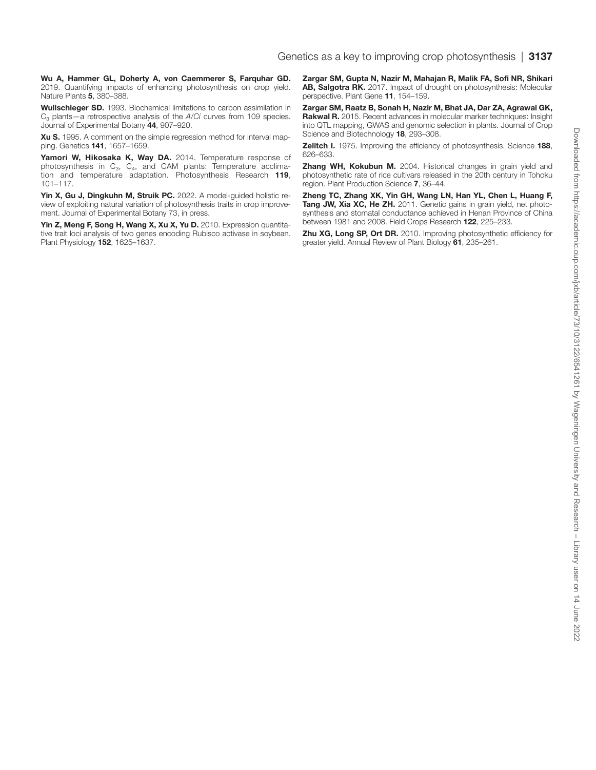**Wu A, Hammer GL, Doherty A, von Caemmerer S, Farquhar GD.** 2019. Quantifying impacts of enhancing photosynthesis on crop yield. Nature Plants **5**, 380–388.

**Wullschleger SD.** 1993. Biochemical limitations to carbon assimilation in $C_3$ plants—a retrospective analysis of the *A/Ci* curves from 109 species. Journal of Experimental Botany **44**, 907–920.

**Xu S.** 1995. A comment on the simple regression method for interval mapping. Genetics **141**, 1657–1659.

**Yamori W, Hikosaka K, Way DA.** 2014. Temperature response of photosynthesis in $C_3$, $C_4$, and CAM plants: Temperature acclimation and temperature adaptation. Photosynthesis Research **119**, 101–117.

**Yin X, Gu J, Dingkuhn M, Struik PC.** 2022. A model-guided holistic review of exploiting natural variation of photosynthesis traits in crop improvement. Journal of Experimental Botany 73, in press.

**Yin Z, Meng F, Song H, Wang X, Xu X, Yu D.** 2010. Expression quantitative trait loci analysis of two genes encoding Rubisco activase in soybean. Plant Physiology **152**, 1625–1637.

**Zargar SM, Gupta N, Nazir M, Mahajan R, Malik FA, Sofi NR, Shikari AB, Salgotra RK.** 2017. Impact of drought on photosynthesis: Molecular perspective. Plant Gene **11**, 154–159.

**Zargar SM, Raatz B, Sonah H, Nazir M, Bhat JA, Dar ZA, Agrawal GK, Rakwal R.** 2015. Recent advances in molecular marker techniques: Insight into QTL mapping, GWAS and genomic selection in plants. Journal of Crop Science and Biotechnology **18**, 293–308.

**Zelitch I.** 1975. Improving the efficiency of photosynthesis. Science **188**, 626–633.

**Zhang WH, Kokubun M.** 2004. Historical changes in grain yield and photosynthetic rate of rice cultivars released in the 20th century in Tohoku region. Plant Production Science **7**, 36–44.

**Zheng TC, Zhang XK, Yin GH, Wang LN, Han YL, Chen L, Huang F, Tang JW, Xia XC, He ZH.** 2011. Genetic gains in grain yield, net photosynthesis and stomatal conductance achieved in Henan Province of China between 1981 and 2008. Field Crops Research **122**, 225–233.

**Zhu XG, Long SP, Ort DR.** 2010. Improving photosynthetic efficiency for greater yield. Annual Review of Plant Biology **61**, 235–261.